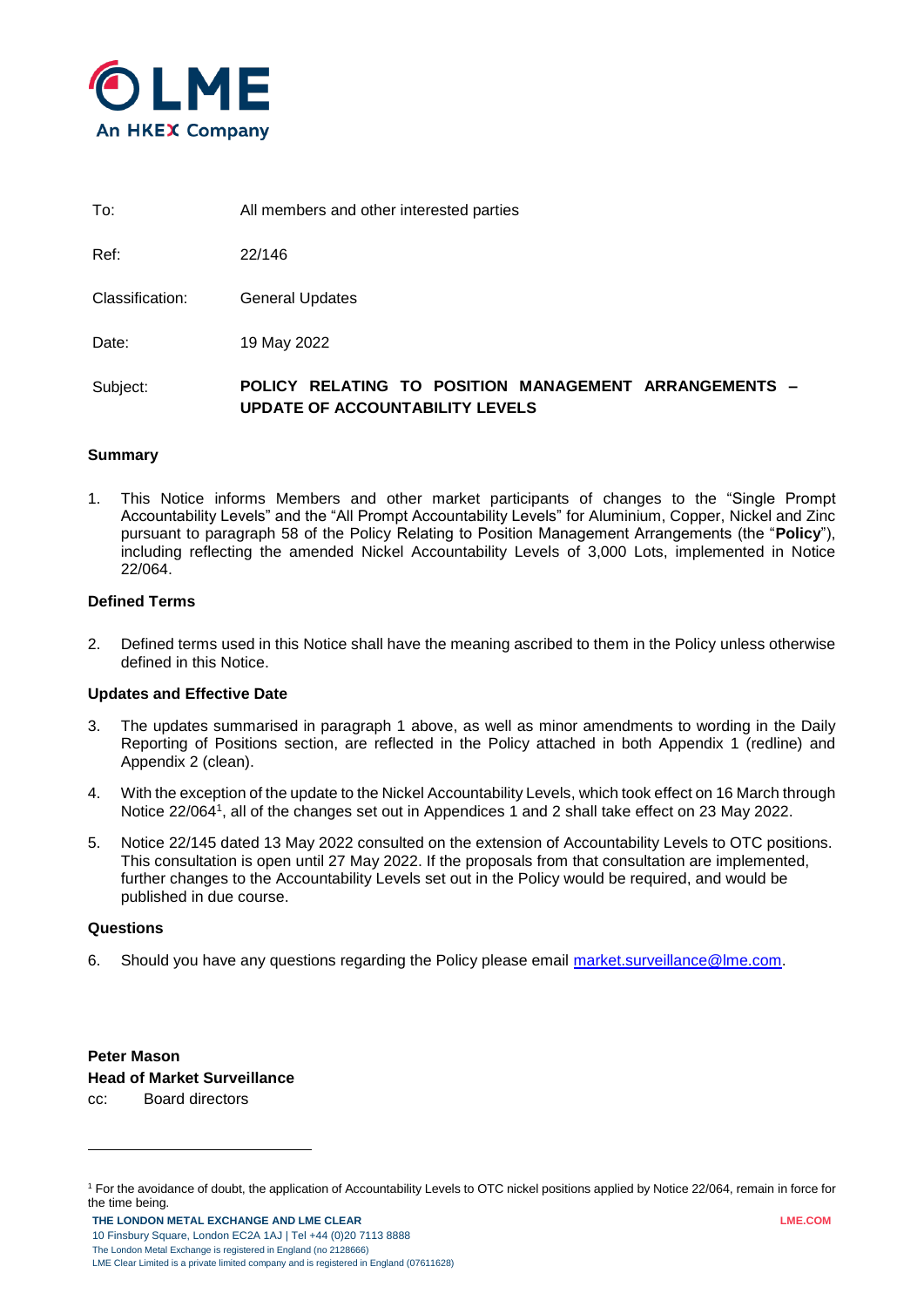| | |
|---|---|
| To: | All members and other interested parties |
| Ref: | 22/146 |
| Classification: | General Updates |
| Date: | 19 May 2022 |
| Subject: | **POLICY RELATING TO POSITION MANAGEMENT ARRANGEMENTS – UPDATE OF ACCOUNTABILITY LEVELS** |

**Summary**

1. This Notice informs Members and other market participants of changes to the "Single Prompt Accountability Levels" and the "All Prompt Accountability Levels" for Aluminium, Copper, Nickel and Zinc pursuant to paragraph 58 of the Policy Relating to Position Management Arrangements (the "**Policy**"), including reflecting the amended Nickel Accountability Levels of 3,000 Lots, implemented in Notice 22/064.

**Defined Terms**

2. Defined terms used in this Notice shall have the meaning ascribed to them in the Policy unless otherwise defined in this Notice.

**Updates and Effective Date**

3. The updates summarised in paragraph 1 above, as well as minor amendments to wording in the Daily Reporting of Positions section, are reflected in the Policy attached in both Appendix 1 (redline) and Appendix 2 (clean).

4. With the exception of the update to the Nickel Accountability Levels, which took effect on 16 March through Notice 22/064[1], all of the changes set out in Appendices 1 and 2 shall take effect on 23 May 2022.

5. Notice 22/145 dated 13 May 2022 consulted on the extension of Accountability Levels to OTC positions. This consultation is open until 27 May 2022. If the proposals from that consultation are implemented, further changes to the Accountability Levels set out in the Policy would be required, and would be published in due course.

**Questions**

6. Should you have any questions regarding the Policy please email market.surveillance@lme.com.

**Peter Mason**
**Head of Market Surveillance**
cc: Board directors

[1] For the avoidance of doubt, the application of Accountability Levels to OTC nickel positions applied by Notice 22/064, remain in force for the time being.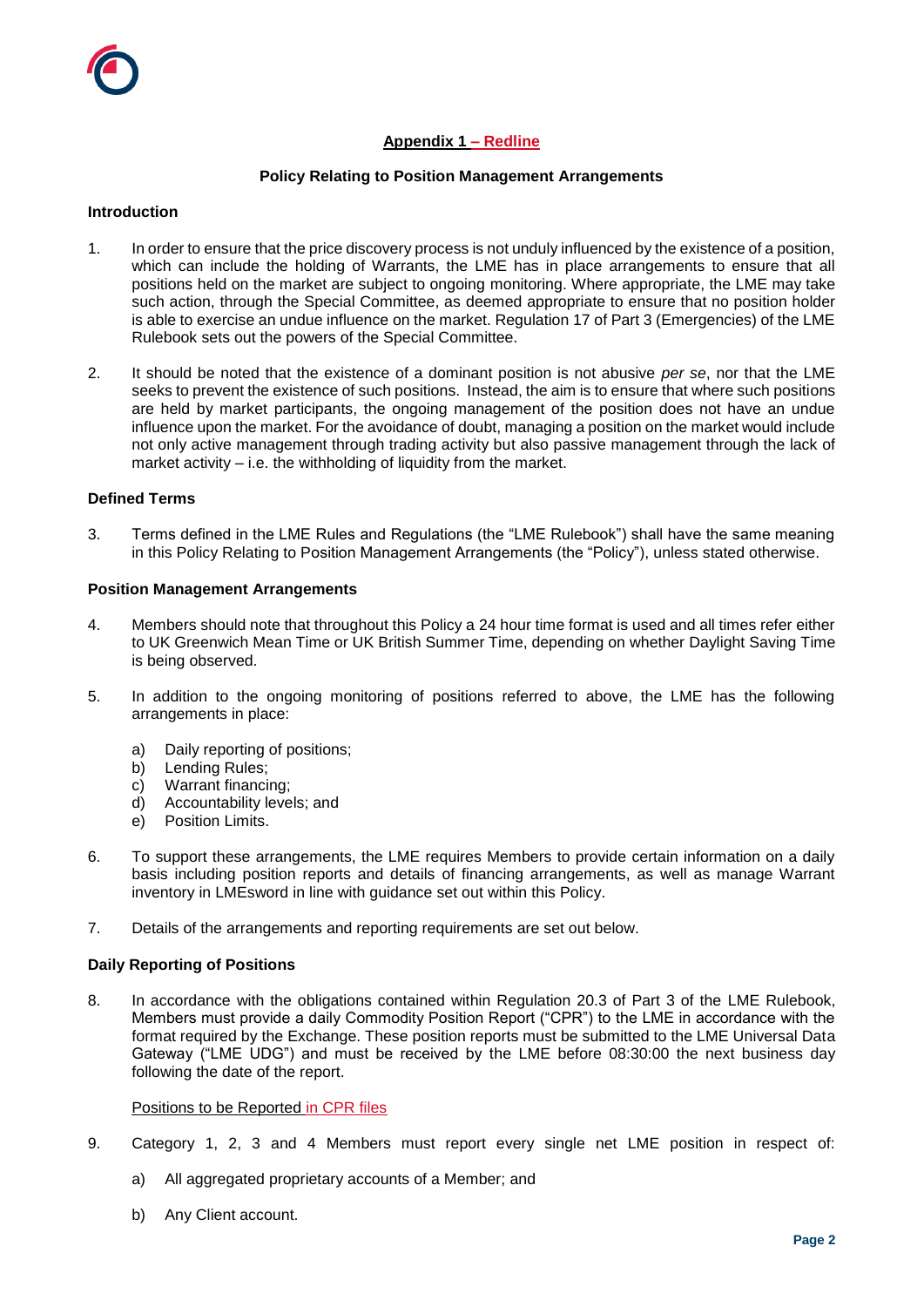**Appendix 1 – Redline**

**Policy Relating to Position Management Arrangements**

**Introduction**

1. In order to ensure that the price discovery process is not unduly influenced by the existence of a position, which can include the holding of Warrants, the LME has in place arrangements to ensure that all positions held on the market are subject to ongoing monitoring. Where appropriate, the LME may take such action, through the Special Committee, as deemed appropriate to ensure that no position holder is able to exercise an undue influence on the market. Regulation 17 of Part 3 (Emergencies) of the LME Rulebook sets out the powers of the Special Committee.

2. It should be noted that the existence of a dominant position is not abusive *per se*, nor that the LME seeks to prevent the existence of such positions. Instead, the aim is to ensure that where such positions are held by market participants, the ongoing management of the position does not have an undue influence upon the market. For the avoidance of doubt, managing a position on the market would include not only active management through trading activity but also passive management through the lack of market activity – i.e. the withholding of liquidity from the market.

**Defined Terms**

3. Terms defined in the LME Rules and Regulations (the "LME Rulebook") shall have the same meaning in this Policy Relating to Position Management Arrangements (the "Policy"), unless stated otherwise.

**Position Management Arrangements**

4. Members should note that throughout this Policy a 24 hour time format is used and all times refer either to UK Greenwich Mean Time or UK British Summer Time, depending on whether Daylight Saving Time is being observed.

5. In addition to the ongoing monitoring of positions referred to above, the LME has the following arrangements in place:

   a) Daily reporting of positions;
   b) Lending Rules;
   c) Warrant financing;
   d) Accountability levels; and
   e) Position Limits.

6. To support these arrangements, the LME requires Members to provide certain information on a daily basis including position reports and details of financing arrangements, as well as manage Warrant inventory in LMEsword in line with guidance set out within this Policy.

7. Details of the arrangements and reporting requirements are set out below.

**Daily Reporting of Positions**

8. In accordance with the obligations contained within Regulation 20.3 of Part 3 of the LME Rulebook, Members must provide a daily Commodity Position Report ("CPR") to the LME in accordance with the format required by the Exchange. These position reports must be submitted to the LME Universal Data Gateway ("LME UDG") and must be received by the LME before 08:30:00 the next business day following the date of the report.

   Positions to be Reported in CPR files

9. Category 1, 2, 3 and 4 Members must report every single net LME position in respect of:

   a) All aggregated proprietary accounts of a Member; and

   b) Any Client account.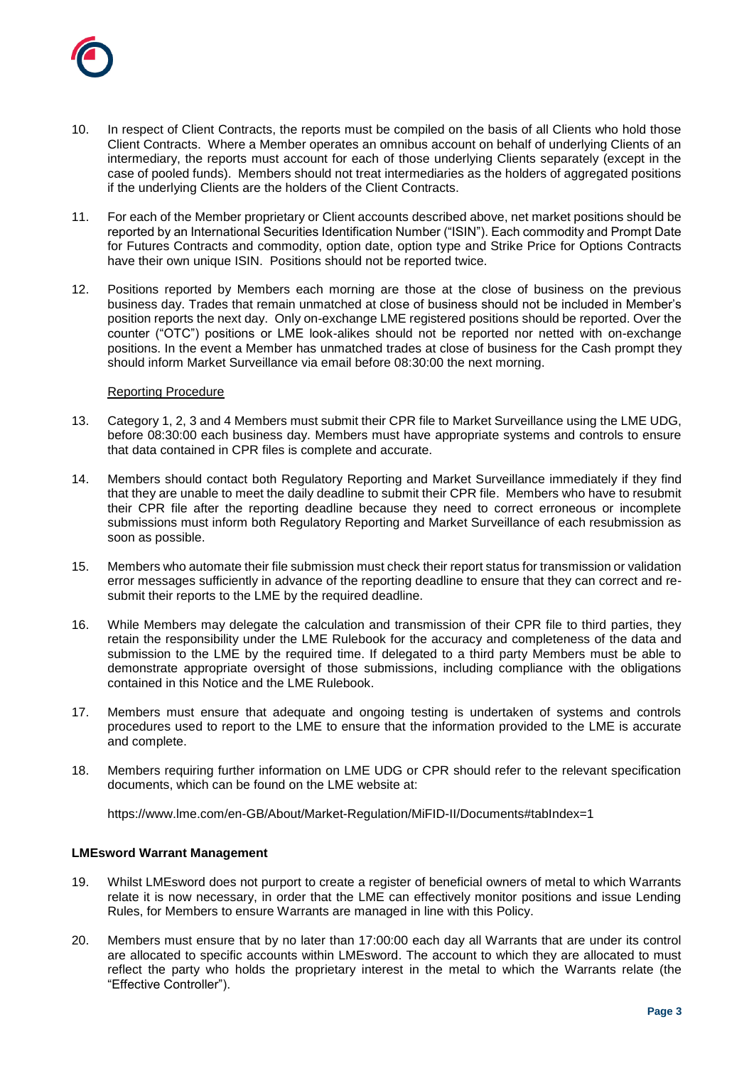10. In respect of Client Contracts, the reports must be compiled on the basis of all Clients who hold those Client Contracts. Where a Member operates an omnibus account on behalf of underlying Clients of an intermediary, the reports must account for each of those underlying Clients separately (except in the case of pooled funds). Members should not treat intermediaries as the holders of aggregated positions if the underlying Clients are the holders of the Client Contracts.

11. For each of the Member proprietary or Client accounts described above, net market positions should be reported by an International Securities Identification Number ("ISIN"). Each commodity and Prompt Date for Futures Contracts and commodity, option date, option type and Strike Price for Options Contracts have their own unique ISIN. Positions should not be reported twice.

12. Positions reported by Members each morning are those at the close of business on the previous business day. Trades that remain unmatched at close of business should not be included in Member's position reports the next day. Only on-exchange LME registered positions should be reported. Over the counter ("OTC") positions or LME look-alikes should not be reported nor netted with on-exchange positions. In the event a Member has unmatched trades at close of business for the Cash prompt they should inform Market Surveillance via email before 08:30:00 the next morning.

Reporting Procedure

13. Category 1, 2, 3 and 4 Members must submit their CPR file to Market Surveillance using the LME UDG, before 08:30:00 each business day. Members must have appropriate systems and controls to ensure that data contained in CPR files is complete and accurate.

14. Members should contact both Regulatory Reporting and Market Surveillance immediately if they find that they are unable to meet the daily deadline to submit their CPR file. Members who have to resubmit their CPR file after the reporting deadline because they need to correct erroneous or incomplete submissions must inform both Regulatory Reporting and Market Surveillance of each resubmission as soon as possible.

15. Members who automate their file submission must check their report status for transmission or validation error messages sufficiently in advance of the reporting deadline to ensure that they can correct and re-submit their reports to the LME by the required deadline.

16. While Members may delegate the calculation and transmission of their CPR file to third parties, they retain the responsibility under the LME Rulebook for the accuracy and completeness of the data and submission to the LME by the required time. If delegated to a third party Members must be able to demonstrate appropriate oversight of those submissions, including compliance with the obligations contained in this Notice and the LME Rulebook.

17. Members must ensure that adequate and ongoing testing is undertaken of systems and controls procedures used to report to the LME to ensure that the information provided to the LME is accurate and complete.

18. Members requiring further information on LME UDG or CPR should refer to the relevant specification documents, which can be found on the LME website at:

    https://www.lme.com/en-GB/About/Market-Regulation/MiFID-II/Documents#tabIndex=1

**LMEsword Warrant Management**

19. Whilst LMEsword does not purport to create a register of beneficial owners of metal to which Warrants relate it is now necessary, in order that the LME can effectively monitor positions and issue Lending Rules, for Members to ensure Warrants are managed in line with this Policy.

20. Members must ensure that by no later than 17:00:00 each day all Warrants that are under its control are allocated to specific accounts within LMEsword. The account to which they are allocated to must reflect the party who holds the proprietary interest in the metal to which the Warrants relate (the "Effective Controller").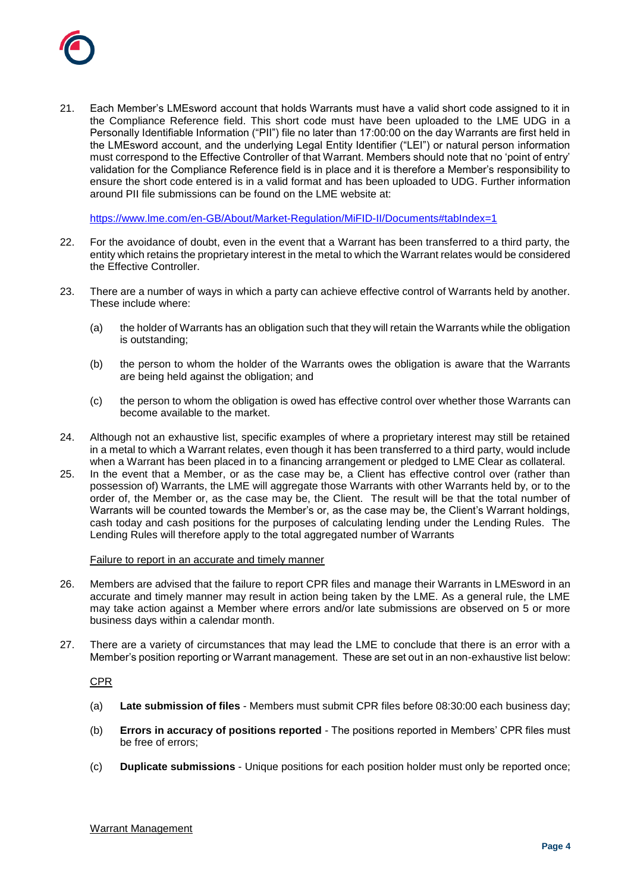21. Each Member's LMEsword account that holds Warrants must have a valid short code assigned to it in the Compliance Reference field. This short code must have been uploaded to the LME UDG in a Personally Identifiable Information ("PII") file no later than 17:00:00 on the day Warrants are first held in the LMEsword account, and the underlying Legal Entity Identifier ("LEI") or natural person information must correspond to the Effective Controller of that Warrant. Members should note that no 'point of entry' validation for the Compliance Reference field is in place and it is therefore a Member's responsibility to ensure the short code entered is in a valid format and has been uploaded to UDG. Further information around PII file submissions can be found on the LME website at:

   https://www.lme.com/en-GB/About/Market-Regulation/MiFID-II/Documents#tabIndex=1

22. For the avoidance of doubt, even in the event that a Warrant has been transferred to a third party, the entity which retains the proprietary interest in the metal to which the Warrant relates would be considered the Effective Controller.

23. There are a number of ways in which a party can achieve effective control of Warrants held by another. These include where:

    (a) the holder of Warrants has an obligation such that they will retain the Warrants while the obligation is outstanding;

    (b) the person to whom the holder of the Warrants owes the obligation is aware that the Warrants are being held against the obligation; and

    (c) the person to whom the obligation is owed has effective control over whether those Warrants can become available to the market.

24. Although not an exhaustive list, specific examples of where a proprietary interest may still be retained in a metal to which a Warrant relates, even though it has been transferred to a third party, would include when a Warrant has been placed in to a financing arrangement or pledged to LME Clear as collateral.

25. In the event that a Member, or as the case may be, a Client has effective control over (rather than possession of) Warrants, the LME will aggregate those Warrants with other Warrants held by, or to the order of, the Member or, as the case may be, the Client. The result will be that the total number of Warrants will be counted towards the Member's or, as the case may be, the Client's Warrant holdings, cash today and cash positions for the purposes of calculating lending under the Lending Rules. The Lending Rules will therefore apply to the total aggregated number of Warrants

Failure to report in an accurate and timely manner

26. Members are advised that the failure to report CPR files and manage their Warrants in LMEsword in an accurate and timely manner may result in action being taken by the LME. As a general rule, the LME may take action against a Member where errors and/or late submissions are observed on 5 or more business days within a calendar month.

27. There are a variety of circumstances that may lead the LME to conclude that there is an error with a Member's position reporting or Warrant management. These are set out in an non-exhaustive list below:

    CPR

    (a) **Late submission of files** - Members must submit CPR files before 08:30:00 each business day;

    (b) **Errors in accuracy of positions reported** - The positions reported in Members' CPR files must be free of errors;

    (c) **Duplicate submissions** - Unique positions for each position holder must only be reported once;

    Warrant Management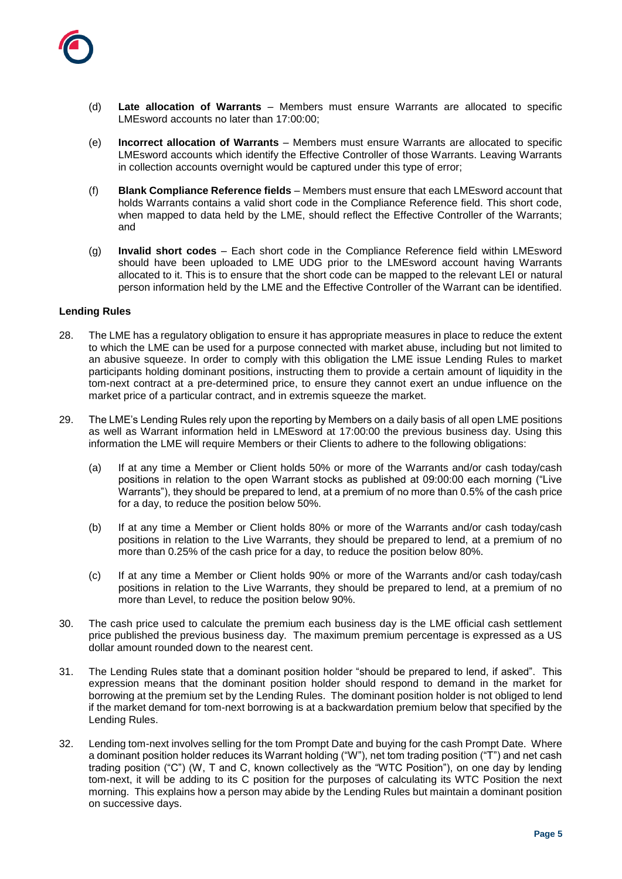(d) **Late allocation of Warrants** – Members must ensure Warrants are allocated to specific LMEsword accounts no later than 17:00:00;

(e) **Incorrect allocation of Warrants** – Members must ensure Warrants are allocated to specific LMEsword accounts which identify the Effective Controller of those Warrants. Leaving Warrants in collection accounts overnight would be captured under this type of error;

(f) **Blank Compliance Reference fields** – Members must ensure that each LMEsword account that holds Warrants contains a valid short code in the Compliance Reference field. This short code, when mapped to data held by the LME, should reflect the Effective Controller of the Warrants; and

(g) **Invalid short codes** – Each short code in the Compliance Reference field within LMEsword should have been uploaded to LME UDG prior to the LMEsword account having Warrants allocated to it. This is to ensure that the short code can be mapped to the relevant LEI or natural person information held by the LME and the Effective Controller of the Warrant can be identified.

**Lending Rules**

28. The LME has a regulatory obligation to ensure it has appropriate measures in place to reduce the extent to which the LME can be used for a purpose connected with market abuse, including but not limited to an abusive squeeze. In order to comply with this obligation the LME issue Lending Rules to market participants holding dominant positions, instructing them to provide a certain amount of liquidity in the tom-next contract at a pre-determined price, to ensure they cannot exert an undue influence on the market price of a particular contract, and in extremis squeeze the market.

29. The LME's Lending Rules rely upon the reporting by Members on a daily basis of all open LME positions as well as Warrant information held in LMEsword at 17:00:00 the previous business day. Using this information the LME will require Members or their Clients to adhere to the following obligations:

    (a) If at any time a Member or Client holds 50% or more of the Warrants and/or cash today/cash positions in relation to the open Warrant stocks as published at 09:00:00 each morning ("Live Warrants"), they should be prepared to lend, at a premium of no more than 0.5% of the cash price for a day, to reduce the position below 50%.

    (b) If at any time a Member or Client holds 80% or more of the Warrants and/or cash today/cash positions in relation to the Live Warrants, they should be prepared to lend, at a premium of no more than 0.25% of the cash price for a day, to reduce the position below 80%.

    (c) If at any time a Member or Client holds 90% or more of the Warrants and/or cash today/cash positions in relation to the Live Warrants, they should be prepared to lend, at a premium of no more than Level, to reduce the position below 90%.

30. The cash price used to calculate the premium each business day is the LME official cash settlement price published the previous business day. The maximum premium percentage is expressed as a US dollar amount rounded down to the nearest cent.

31. The Lending Rules state that a dominant position holder "should be prepared to lend, if asked". This expression means that the dominant position holder should respond to demand in the market for borrowing at the premium set by the Lending Rules. The dominant position holder is not obliged to lend if the market demand for tom-next borrowing is at a backwardation premium below that specified by the Lending Rules.

32. Lending tom-next involves selling for the tom Prompt Date and buying for the cash Prompt Date. Where a dominant position holder reduces its Warrant holding ("W"), net tom trading position ("T") and net cash trading position ("C") (W, T and C, known collectively as the "WTC Position"), on one day by lending tom-next, it will be adding to its C position for the purposes of calculating its WTC Position the next morning. This explains how a person may abide by the Lending Rules but maintain a dominant position on successive days.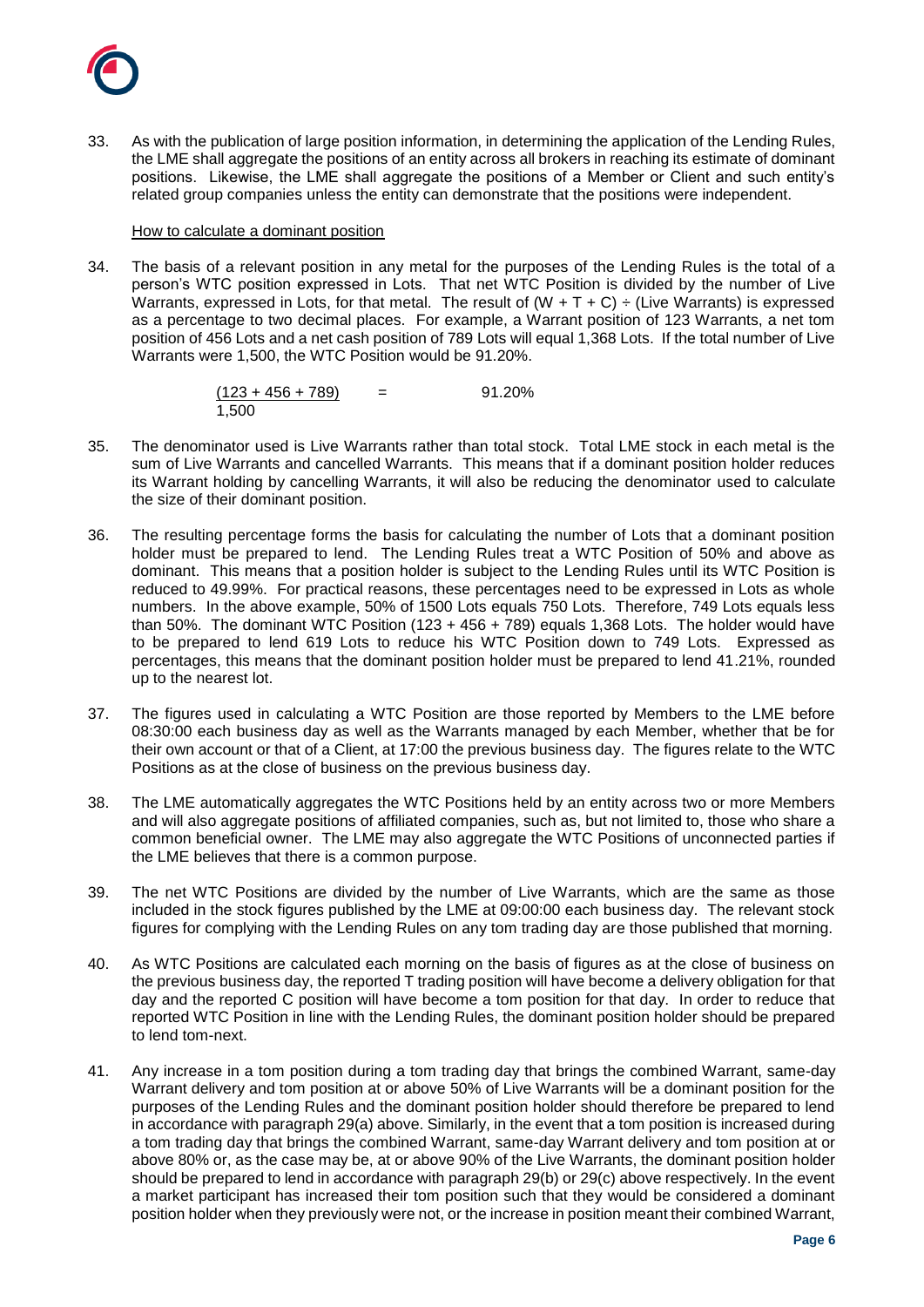33. As with the publication of large position information, in determining the application of the Lending Rules, the LME shall aggregate the positions of an entity across all brokers in reaching its estimate of dominant positions. Likewise, the LME shall aggregate the positions of a Member or Client and such entity's related group companies unless the entity can demonstrate that the positions were independent.

<u>How to calculate a dominant position</u>

34. The basis of a relevant position in any metal for the purposes of the Lending Rules is the total of a person's WTC position expressed in Lots. That net WTC Position is divided by the number of Live Warrants, expressed in Lots, for that metal. The result of (W + T + C) ÷ (Live Warrants) is expressed as a percentage to two decimal places. For example, a Warrant position of 123 Warrants, a net tom position of 456 Lots and a net cash position of 789 Lots will equal 1,368 Lots. If the total number of Live Warrants were 1,500, the WTC Position would be 91.20%.

$$\frac{(123 + 456 + 789)}{1{,}500} = 91.20\%$$

35. The denominator used is Live Warrants rather than total stock. Total LME stock in each metal is the sum of Live Warrants and cancelled Warrants. This means that if a dominant position holder reduces its Warrant holding by cancelling Warrants, it will also be reducing the denominator used to calculate the size of their dominant position.

36. The resulting percentage forms the basis for calculating the number of Lots that a dominant position holder must be prepared to lend. The Lending Rules treat a WTC Position of 50% and above as dominant. This means that a position holder is subject to the Lending Rules until its WTC Position is reduced to 49.99%. For practical reasons, these percentages need to be expressed in Lots as whole numbers. In the above example, 50% of 1500 Lots equals 750 Lots. Therefore, 749 Lots equals less than 50%. The dominant WTC Position (123 + 456 + 789) equals 1,368 Lots. The holder would have to be prepared to lend 619 Lots to reduce his WTC Position down to 749 Lots. Expressed as percentages, this means that the dominant position holder must be prepared to lend 41.21%, rounded up to the nearest lot.

37. The figures used in calculating a WTC Position are those reported by Members to the LME before 08:30:00 each business day as well as the Warrants managed by each Member, whether that be for their own account or that of a Client, at 17:00 the previous business day. The figures relate to the WTC Positions as at the close of business on the previous business day.

38. The LME automatically aggregates the WTC Positions held by an entity across two or more Members and will also aggregate positions of affiliated companies, such as, but not limited to, those who share a common beneficial owner. The LME may also aggregate the WTC Positions of unconnected parties if the LME believes that there is a common purpose.

39. The net WTC Positions are divided by the number of Live Warrants, which are the same as those included in the stock figures published by the LME at 09:00:00 each business day. The relevant stock figures for complying with the Lending Rules on any tom trading day are those published that morning.

40. As WTC Positions are calculated each morning on the basis of figures as at the close of business on the previous business day, the reported T trading position will have become a delivery obligation for that day and the reported C position will have become a tom position for that day. In order to reduce that reported WTC Position in line with the Lending Rules, the dominant position holder should be prepared to lend tom-next.

41. Any increase in a tom position during a tom trading day that brings the combined Warrant, same-day Warrant delivery and tom position at or above 50% of Live Warrants will be a dominant position for the purposes of the Lending Rules and the dominant position holder should therefore be prepared to lend in accordance with paragraph 29(a) above. Similarly, in the event that a tom position is increased during a tom trading day that brings the combined Warrant, same-day Warrant delivery and tom position at or above 80% or, as the case may be, at or above 90% of the Live Warrants, the dominant position holder should be prepared to lend in accordance with paragraph 29(b) or 29(c) above respectively. In the event a market participant has increased their tom position such that they would be considered a dominant position holder when they previously were not, or the increase in position meant their combined Warrant,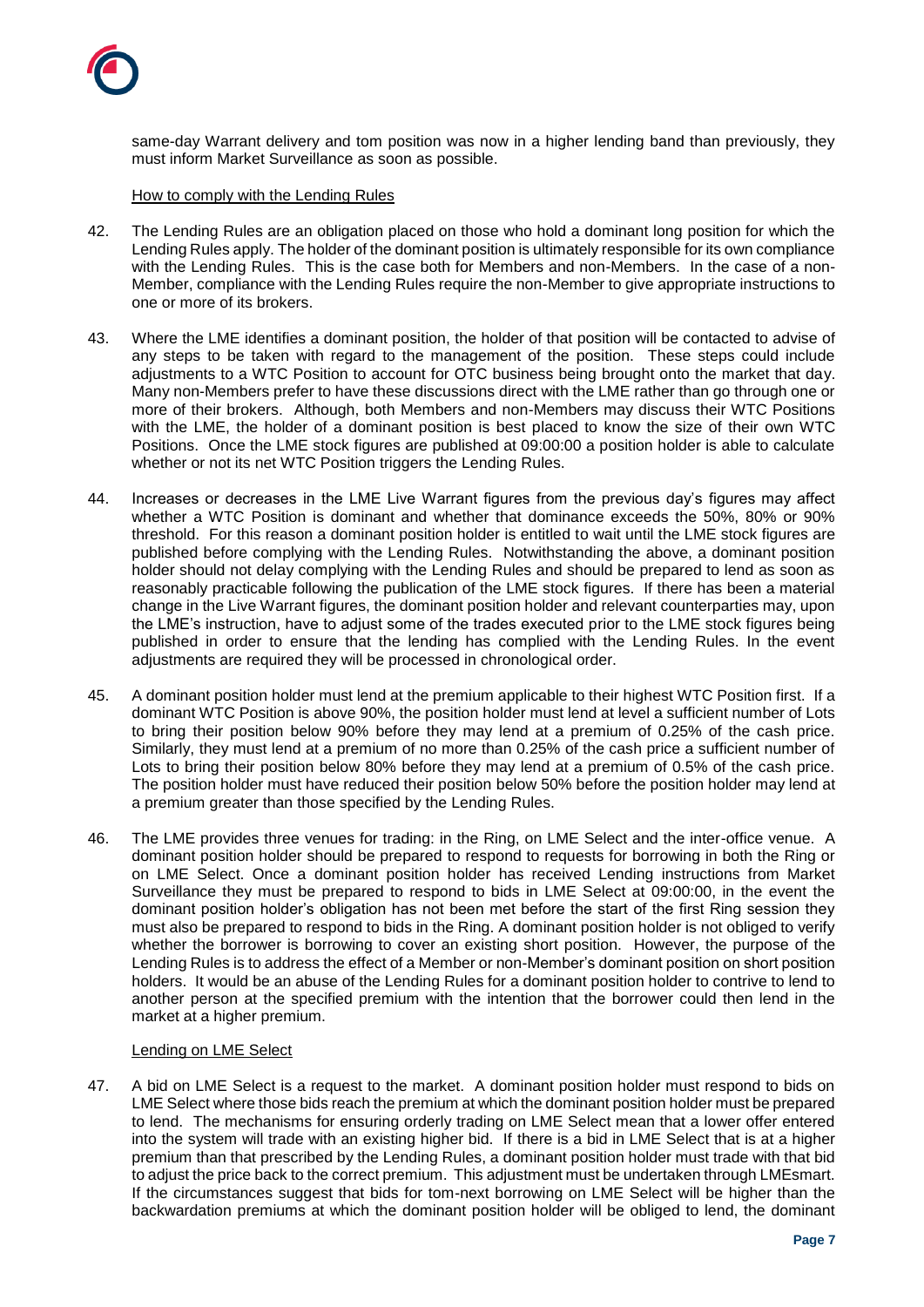same-day Warrant delivery and tom position was now in a higher lending band than previously, they must inform Market Surveillance as soon as possible.

How to comply with the Lending Rules

42. The Lending Rules are an obligation placed on those who hold a dominant long position for which the Lending Rules apply. The holder of the dominant position is ultimately responsible for its own compliance with the Lending Rules. This is the case both for Members and non-Members. In the case of a non-Member, compliance with the Lending Rules require the non-Member to give appropriate instructions to one or more of its brokers.

43. Where the LME identifies a dominant position, the holder of that position will be contacted to advise of any steps to be taken with regard to the management of the position. These steps could include adjustments to a WTC Position to account for OTC business being brought onto the market that day. Many non-Members prefer to have these discussions direct with the LME rather than go through one or more of their brokers. Although, both Members and non-Members may discuss their WTC Positions with the LME, the holder of a dominant position is best placed to know the size of their own WTC Positions. Once the LME stock figures are published at 09:00:00 a position holder is able to calculate whether or not its net WTC Position triggers the Lending Rules.

44. Increases or decreases in the LME Live Warrant figures from the previous day's figures may affect whether a WTC Position is dominant and whether that dominance exceeds the 50%, 80% or 90% threshold. For this reason a dominant position holder is entitled to wait until the LME stock figures are published before complying with the Lending Rules. Notwithstanding the above, a dominant position holder should not delay complying with the Lending Rules and should be prepared to lend as soon as reasonably practicable following the publication of the LME stock figures. If there has been a material change in the Live Warrant figures, the dominant position holder and relevant counterparties may, upon the LME's instruction, have to adjust some of the trades executed prior to the LME stock figures being published in order to ensure that the lending has complied with the Lending Rules. In the event adjustments are required they will be processed in chronological order.

45. A dominant position holder must lend at the premium applicable to their highest WTC Position first. If a dominant WTC Position is above 90%, the position holder must lend at level a sufficient number of Lots to bring their position below 90% before they may lend at a premium of 0.25% of the cash price. Similarly, they must lend at a premium of no more than 0.25% of the cash price a sufficient number of Lots to bring their position below 80% before they may lend at a premium of 0.5% of the cash price. The position holder must have reduced their position below 50% before the position holder may lend at a premium greater than those specified by the Lending Rules.

46. The LME provides three venues for trading: in the Ring, on LME Select and the inter-office venue. A dominant position holder should be prepared to respond to requests for borrowing in both the Ring or on LME Select. Once a dominant position holder has received Lending instructions from Market Surveillance they must be prepared to respond to bids in LME Select at 09:00:00, in the event the dominant position holder's obligation has not been met before the start of the first Ring session they must also be prepared to respond to bids in the Ring. A dominant position holder is not obliged to verify whether the borrower is borrowing to cover an existing short position. However, the purpose of the Lending Rules is to address the effect of a Member or non-Member's dominant position on short position holders. It would be an abuse of the Lending Rules for a dominant position holder to contrive to lend to another person at the specified premium with the intention that the borrower could then lend in the market at a higher premium.

Lending on LME Select

47. A bid on LME Select is a request to the market. A dominant position holder must respond to bids on LME Select where those bids reach the premium at which the dominant position holder must be prepared to lend. The mechanisms for ensuring orderly trading on LME Select mean that a lower offer entered into the system will trade with an existing higher bid. If there is a bid in LME Select that is at a higher premium than that prescribed by the Lending Rules, a dominant position holder must trade with that bid to adjust the price back to the correct premium. This adjustment must be undertaken through LMEsmart. If the circumstances suggest that bids for tom-next borrowing on LME Select will be higher than the backwardation premiums at which the dominant position holder will be obliged to lend, the dominant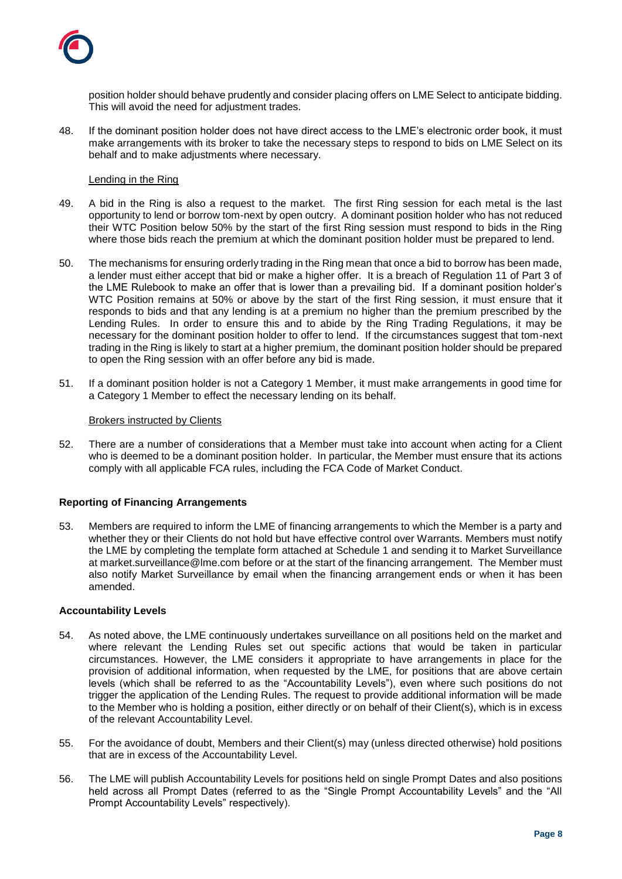position holder should behave prudently and consider placing offers on LME Select to anticipate bidding. This will avoid the need for adjustment trades.

48. If the dominant position holder does not have direct access to the LME's electronic order book, it must make arrangements with its broker to take the necessary steps to respond to bids on LME Select on its behalf and to make adjustments where necessary.

<u>Lending in the Ring</u>

49. A bid in the Ring is also a request to the market. The first Ring session for each metal is the last opportunity to lend or borrow tom-next by open outcry. A dominant position holder who has not reduced their WTC Position below 50% by the start of the first Ring session must respond to bids in the Ring where those bids reach the premium at which the dominant position holder must be prepared to lend.

50. The mechanisms for ensuring orderly trading in the Ring mean that once a bid to borrow has been made, a lender must either accept that bid or make a higher offer. It is a breach of Regulation 11 of Part 3 of the LME Rulebook to make an offer that is lower than a prevailing bid. If a dominant position holder's WTC Position remains at 50% or above by the start of the first Ring session, it must ensure that it responds to bids and that any lending is at a premium no higher than the premium prescribed by the Lending Rules. In order to ensure this and to abide by the Ring Trading Regulations, it may be necessary for the dominant position holder to offer to lend. If the circumstances suggest that tom-next trading in the Ring is likely to start at a higher premium, the dominant position holder should be prepared to open the Ring session with an offer before any bid is made.

51. If a dominant position holder is not a Category 1 Member, it must make arrangements in good time for a Category 1 Member to effect the necessary lending on its behalf.

<u>Brokers instructed by Clients</u>

52. There are a number of considerations that a Member must take into account when acting for a Client who is deemed to be a dominant position holder. In particular, the Member must ensure that its actions comply with all applicable FCA rules, including the FCA Code of Market Conduct.

**Reporting of Financing Arrangements**

53. Members are required to inform the LME of financing arrangements to which the Member is a party and whether they or their Clients do not hold but have effective control over Warrants. Members must notify the LME by completing the template form attached at Schedule 1 and sending it to Market Surveillance at market.surveillance@lme.com before or at the start of the financing arrangement. The Member must also notify Market Surveillance by email when the financing arrangement ends or when it has been amended.

**Accountability Levels**

54. As noted above, the LME continuously undertakes surveillance on all positions held on the market and where relevant the Lending Rules set out specific actions that would be taken in particular circumstances. However, the LME considers it appropriate to have arrangements in place for the provision of additional information, when requested by the LME, for positions that are above certain levels (which shall be referred to as the "Accountability Levels"), even where such positions do not trigger the application of the Lending Rules. The request to provide additional information will be made to the Member who is holding a position, either directly or on behalf of their Client(s), which is in excess of the relevant Accountability Level.

55. For the avoidance of doubt, Members and their Client(s) may (unless directed otherwise) hold positions that are in excess of the Accountability Level.

56. The LME will publish Accountability Levels for positions held on single Prompt Dates and also positions held across all Prompt Dates (referred to as the "Single Prompt Accountability Levels" and the "All Prompt Accountability Levels" respectively).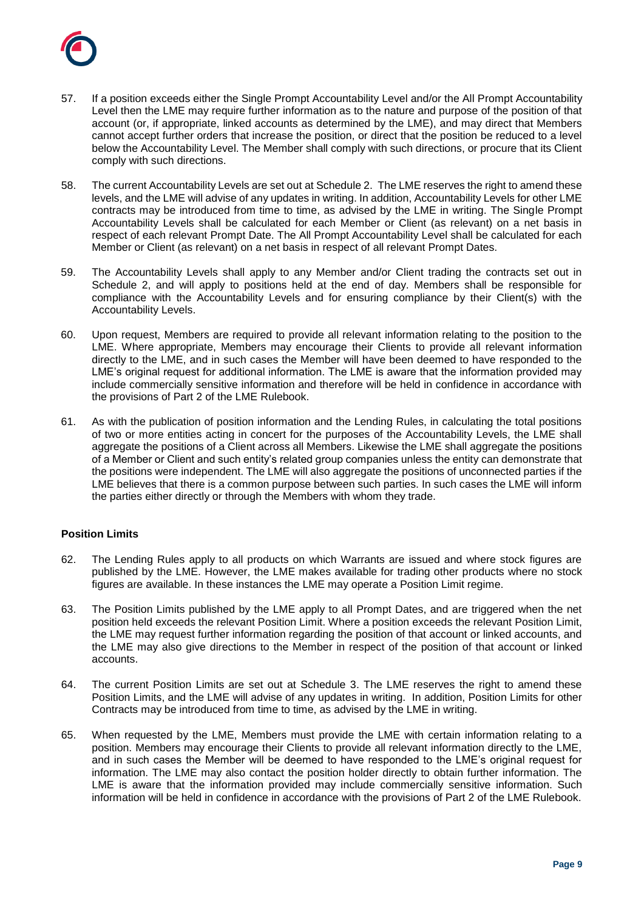57. If a position exceeds either the Single Prompt Accountability Level and/or the All Prompt Accountability Level then the LME may require further information as to the nature and purpose of the position of that account (or, if appropriate, linked accounts as determined by the LME), and may direct that Members cannot accept further orders that increase the position, or direct that the position be reduced to a level below the Accountability Level. The Member shall comply with such directions, or procure that its Client comply with such directions.

58. The current Accountability Levels are set out at Schedule 2. The LME reserves the right to amend these levels, and the LME will advise of any updates in writing. In addition, Accountability Levels for other LME contracts may be introduced from time to time, as advised by the LME in writing. The Single Prompt Accountability Levels shall be calculated for each Member or Client (as relevant) on a net basis in respect of each relevant Prompt Date. The All Prompt Accountability Level shall be calculated for each Member or Client (as relevant) on a net basis in respect of all relevant Prompt Dates.

59. The Accountability Levels shall apply to any Member and/or Client trading the contracts set out in Schedule 2, and will apply to positions held at the end of day. Members shall be responsible for compliance with the Accountability Levels and for ensuring compliance by their Client(s) with the Accountability Levels.

60. Upon request, Members are required to provide all relevant information relating to the position to the LME. Where appropriate, Members may encourage their Clients to provide all relevant information directly to the LME, and in such cases the Member will have been deemed to have responded to the LME's original request for additional information. The LME is aware that the information provided may include commercially sensitive information and therefore will be held in confidence in accordance with the provisions of Part 2 of the LME Rulebook.

61. As with the publication of position information and the Lending Rules, in calculating the total positions of two or more entities acting in concert for the purposes of the Accountability Levels, the LME shall aggregate the positions of a Client across all Members. Likewise the LME shall aggregate the positions of a Member or Client and such entity's related group companies unless the entity can demonstrate that the positions were independent. The LME will also aggregate the positions of unconnected parties if the LME believes that there is a common purpose between such parties. In such cases the LME will inform the parties either directly or through the Members with whom they trade.

**Position Limits**

62. The Lending Rules apply to all products on which Warrants are issued and where stock figures are published by the LME. However, the LME makes available for trading other products where no stock figures are available. In these instances the LME may operate a Position Limit regime.

63. The Position Limits published by the LME apply to all Prompt Dates, and are triggered when the net position held exceeds the relevant Position Limit. Where a position exceeds the relevant Position Limit, the LME may request further information regarding the position of that account or linked accounts, and the LME may also give directions to the Member in respect of the position of that account or linked accounts.

64. The current Position Limits are set out at Schedule 3. The LME reserves the right to amend these Position Limits, and the LME will advise of any updates in writing. In addition, Position Limits for other Contracts may be introduced from time to time, as advised by the LME in writing.

65. When requested by the LME, Members must provide the LME with certain information relating to a position. Members may encourage their Clients to provide all relevant information directly to the LME, and in such cases the Member will be deemed to have responded to the LME's original request for information. The LME may also contact the position holder directly to obtain further information. The LME is aware that the information provided may include commercially sensitive information. Such information will be held in confidence in accordance with the provisions of Part 2 of the LME Rulebook.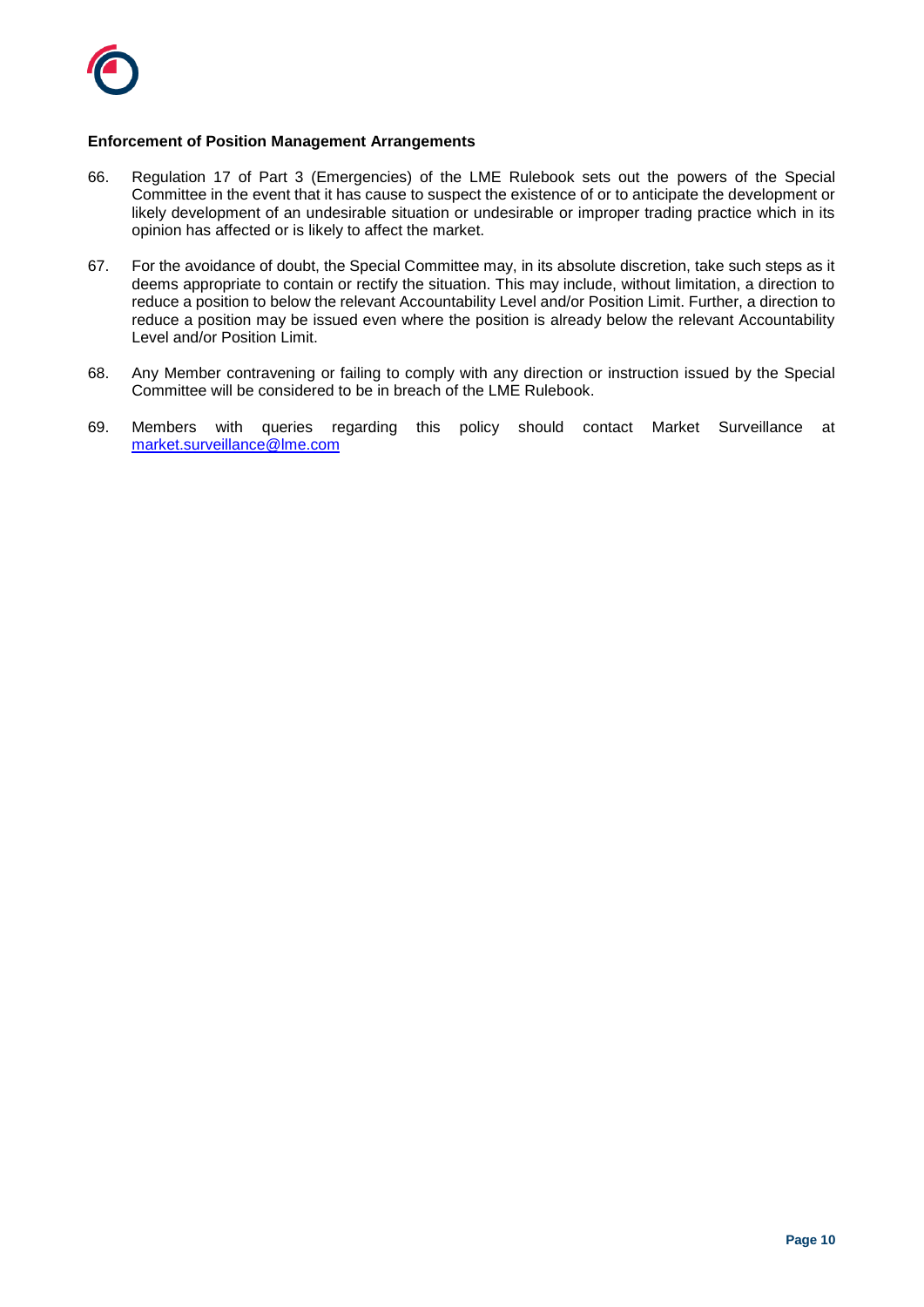**Enforcement of Position Management Arrangements**

66. Regulation 17 of Part 3 (Emergencies) of the LME Rulebook sets out the powers of the Special Committee in the event that it has cause to suspect the existence of or to anticipate the development or likely development of an undesirable situation or undesirable or improper trading practice which in its opinion has affected or is likely to affect the market.

67. For the avoidance of doubt, the Special Committee may, in its absolute discretion, take such steps as it deems appropriate to contain or rectify the situation. This may include, without limitation, a direction to reduce a position to below the relevant Accountability Level and/or Position Limit. Further, a direction to reduce a position may be issued even where the position is already below the relevant Accountability Level and/or Position Limit.

68. Any Member contravening or failing to comply with any direction or instruction issued by the Special Committee will be considered to be in breach of the LME Rulebook.

69. Members with queries regarding this policy should contact Market Surveillance at [market.surveillance@lme.com](mailto:market.surveillance@lme.com)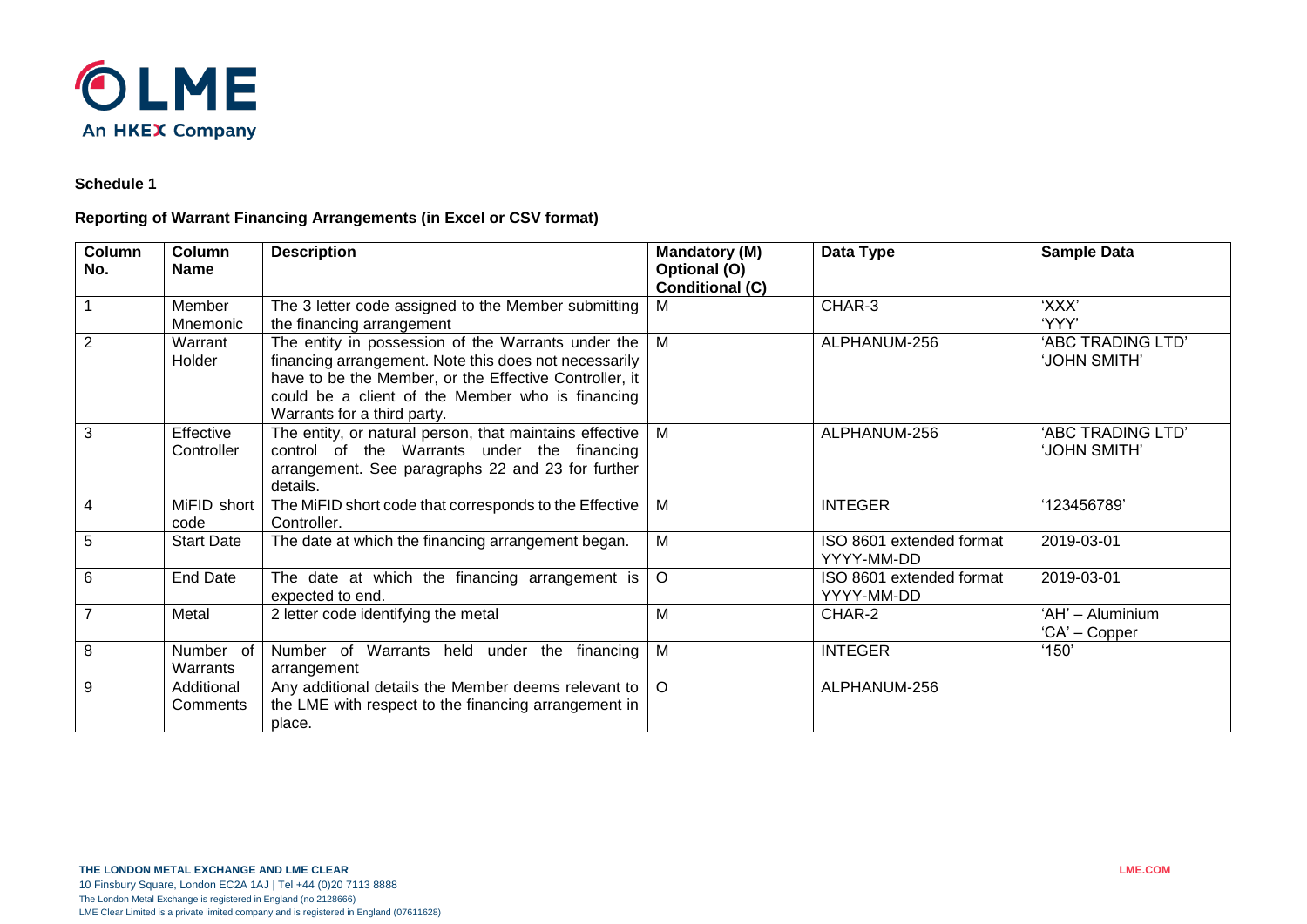**Schedule 1**

**Reporting of Warrant Financing Arrangements (in Excel or CSV format)**

| Column No. | Column Name | Description | Mandatory (M) Optional (O) Conditional (C) | Data Type | Sample Data |
|---|---|---|---|---|---|
| 1 | Member Mnemonic | The 3 letter code assigned to the Member submitting the financing arrangement | M | CHAR-3 | 'XXX' 'YYY' |
| 2 | Warrant Holder | The entity in possession of the Warrants under the financing arrangement. Note this does not necessarily have to be the Member, or the Effective Controller, it could be a client of the Member who is financing Warrants for a third party. | M | ALPHANUM-256 | 'ABC TRADING LTD' 'JOHN SMITH' |
| 3 | Effective Controller | The entity, or natural person, that maintains effective control of the Warrants under the financing arrangement. See paragraphs 22 and 23 for further details. | M | ALPHANUM-256 | 'ABC TRADING LTD' 'JOHN SMITH' |
| 4 | MiFID short code | The MiFID short code that corresponds to the Effective Controller. | M | INTEGER | '123456789' |
| 5 | Start Date | The date at which the financing arrangement began. | M | ISO 8601 extended format YYYY-MM-DD | 2019-03-01 |
| 6 | End Date | The date at which the financing arrangement is expected to end. | O | ISO 8601 extended format YYYY-MM-DD | 2019-03-01 |
| 7 | Metal | 2 letter code identifying the metal | M | CHAR-2 | 'AH' – Aluminium 'CA' – Copper |
| 8 | Number of Warrants | Number of Warrants held under the financing arrangement | M | INTEGER | '150' |
| 9 | Additional Comments | Any additional details the Member deems relevant to the LME with respect to the financing arrangement in place. | O | ALPHANUM-256 | |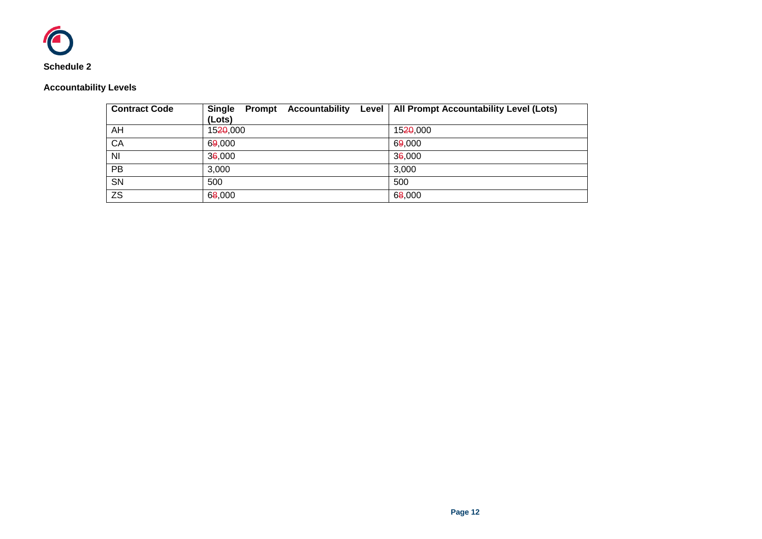**Schedule 2**

**Accountability Levels**

| Contract Code | Single Prompt Accountability Level (Lots) | All Prompt Accountability Level (Lots) |
|---|---|---|
| AH | 15~~20~~,000 | 15~~20~~,000 |
| CA | 6~~9~~,000 | 6~~9~~,000 |
| NI | 3~~6~~,000 | 3~~6~~,000 |
| PB | 3,000 | 3,000 |
| SN | 500 | 500 |
| ZS | 6~~8~~,000 | 6~~8~~,000 |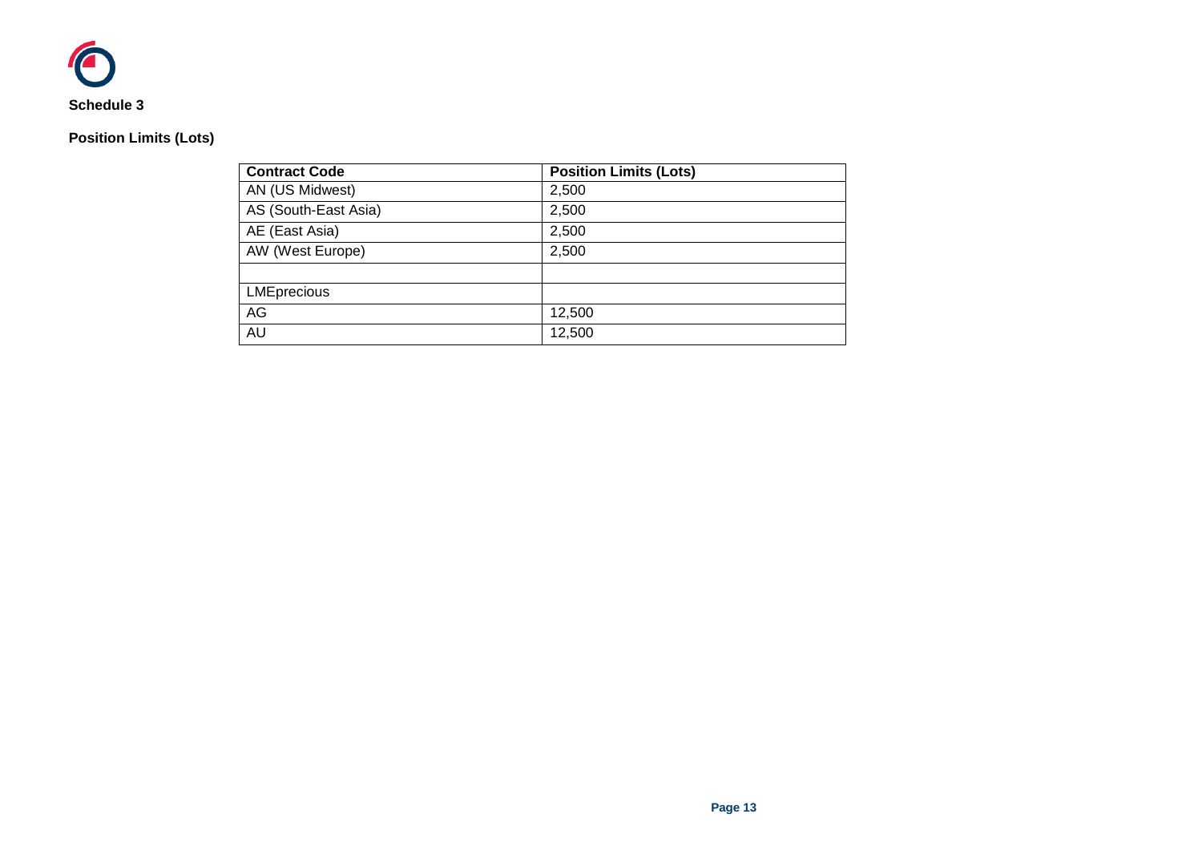**Schedule 3**

**Position Limits (Lots)**

| Contract Code | Position Limits (Lots) |
| --- | --- |
| AN (US Midwest) | 2,500 |
| AS (South-East Asia) | 2,500 |
| AE (East Asia) | 2,500 |
| AW (West Europe) | 2,500 |
| | |
| LMEprecious | |
| AG | 12,500 |
| AU | 12,500 |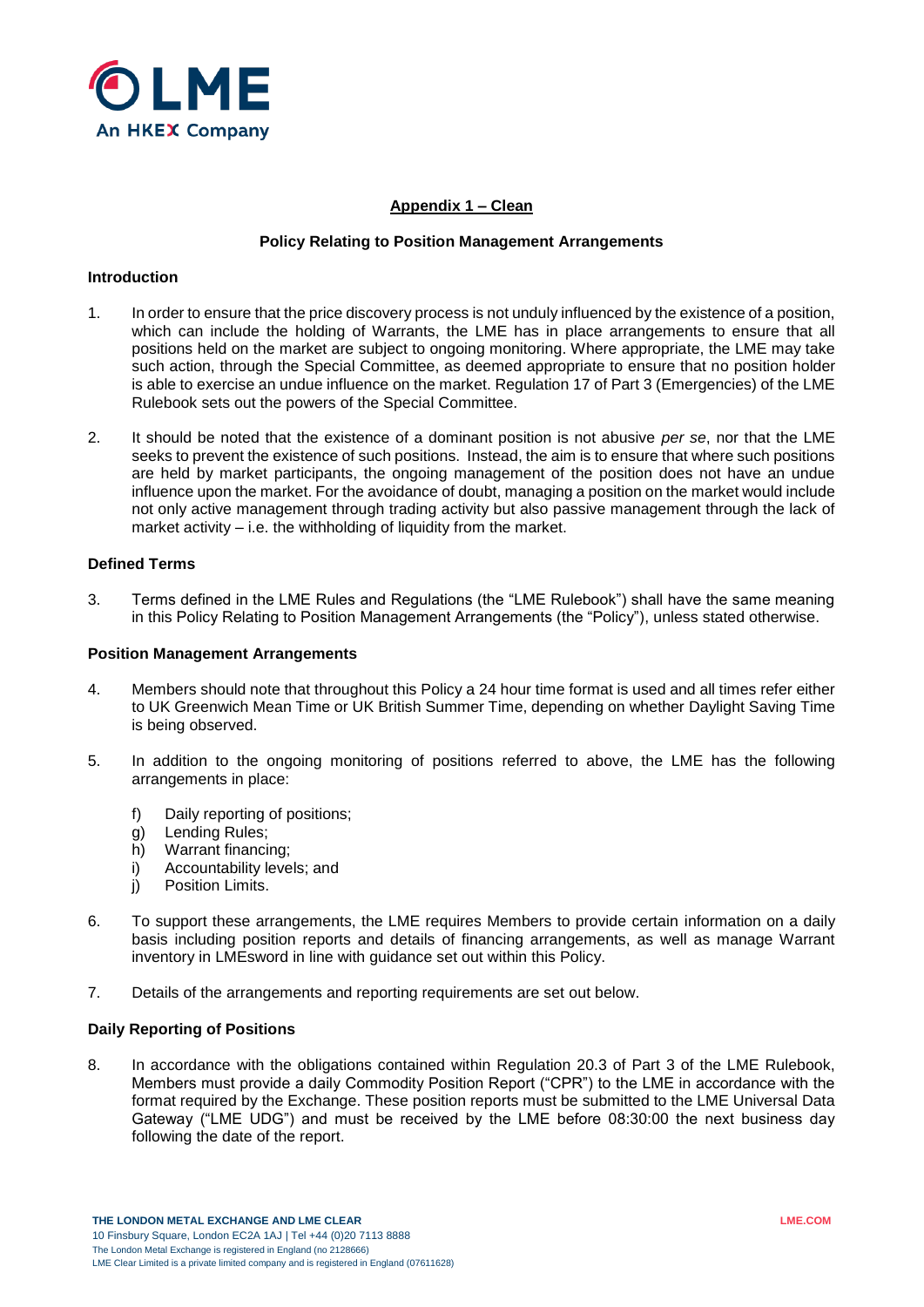## Appendix 1 – Clean

### Policy Relating to Position Management Arrangements

**Introduction**

1. In order to ensure that the price discovery process is not unduly influenced by the existence of a position, which can include the holding of Warrants, the LME has in place arrangements to ensure that all positions held on the market are subject to ongoing monitoring. Where appropriate, the LME may take such action, through the Special Committee, as deemed appropriate to ensure that no position holder is able to exercise an undue influence on the market. Regulation 17 of Part 3 (Emergencies) of the LME Rulebook sets out the powers of the Special Committee.

2. It should be noted that the existence of a dominant position is not abusive *per se*, nor that the LME seeks to prevent the existence of such positions. Instead, the aim is to ensure that where such positions are held by market participants, the ongoing management of the position does not have an undue influence upon the market. For the avoidance of doubt, managing a position on the market would include not only active management through trading activity but also passive management through the lack of market activity – i.e. the withholding of liquidity from the market.

**Defined Terms**

3. Terms defined in the LME Rules and Regulations (the "LME Rulebook") shall have the same meaning in this Policy Relating to Position Management Arrangements (the "Policy"), unless stated otherwise.

**Position Management Arrangements**

4. Members should note that throughout this Policy a 24 hour time format is used and all times refer either to UK Greenwich Mean Time or UK British Summer Time, depending on whether Daylight Saving Time is being observed.

5. In addition to the ongoing monitoring of positions referred to above, the LME has the following arrangements in place:

   f) Daily reporting of positions;
   g) Lending Rules;
   h) Warrant financing;
   i) Accountability levels; and
   j) Position Limits.

6. To support these arrangements, the LME requires Members to provide certain information on a daily basis including position reports and details of financing arrangements, as well as manage Warrant inventory in LMEsword in line with guidance set out within this Policy.

7. Details of the arrangements and reporting requirements are set out below.

**Daily Reporting of Positions**

8. In accordance with the obligations contained within Regulation 20.3 of Part 3 of the LME Rulebook, Members must provide a daily Commodity Position Report ("CPR") to the LME in accordance with the format required by the Exchange. These position reports must be submitted to the LME Universal Data Gateway ("LME UDG") and must be received by the LME before 08:30:00 the next business day following the date of the report.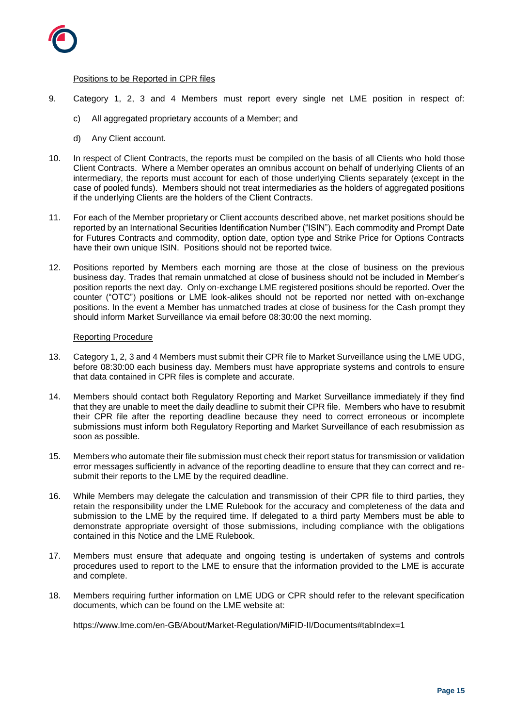Positions to be Reported in CPR files

9. Category 1, 2, 3 and 4 Members must report every single net LME position in respect of:

   c) All aggregated proprietary accounts of a Member; and

   d) Any Client account.

10. In respect of Client Contracts, the reports must be compiled on the basis of all Clients who hold those Client Contracts. Where a Member operates an omnibus account on behalf of underlying Clients of an intermediary, the reports must account for each of those underlying Clients separately (except in the case of pooled funds). Members should not treat intermediaries as the holders of aggregated positions if the underlying Clients are the holders of the Client Contracts.

11. For each of the Member proprietary or Client accounts described above, net market positions should be reported by an International Securities Identification Number ("ISIN"). Each commodity and Prompt Date for Futures Contracts and commodity, option date, option type and Strike Price for Options Contracts have their own unique ISIN. Positions should not be reported twice.

12. Positions reported by Members each morning are those at the close of business on the previous business day. Trades that remain unmatched at close of business should not be included in Member's position reports the next day. Only on-exchange LME registered positions should be reported. Over the counter ("OTC") positions or LME look-alikes should not be reported nor netted with on-exchange positions. In the event a Member has unmatched trades at close of business for the Cash prompt they should inform Market Surveillance via email before 08:30:00 the next morning.

Reporting Procedure

13. Category 1, 2, 3 and 4 Members must submit their CPR file to Market Surveillance using the LME UDG, before 08:30:00 each business day. Members must have appropriate systems and controls to ensure that data contained in CPR files is complete and accurate.

14. Members should contact both Regulatory Reporting and Market Surveillance immediately if they find that they are unable to meet the daily deadline to submit their CPR file. Members who have to resubmit their CPR file after the reporting deadline because they need to correct erroneous or incomplete submissions must inform both Regulatory Reporting and Market Surveillance of each resubmission as soon as possible.

15. Members who automate their file submission must check their report status for transmission or validation error messages sufficiently in advance of the reporting deadline to ensure that they can correct and re-submit their reports to the LME by the required deadline.

16. While Members may delegate the calculation and transmission of their CPR file to third parties, they retain the responsibility under the LME Rulebook for the accuracy and completeness of the data and submission to the LME by the required time. If delegated to a third party Members must be able to demonstrate appropriate oversight of those submissions, including compliance with the obligations contained in this Notice and the LME Rulebook.

17. Members must ensure that adequate and ongoing testing is undertaken of systems and controls procedures used to report to the LME to ensure that the information provided to the LME is accurate and complete.

18. Members requiring further information on LME UDG or CPR should refer to the relevant specification documents, which can be found on the LME website at:

    https://www.lme.com/en-GB/About/Market-Regulation/MiFID-II/Documents#tabIndex=1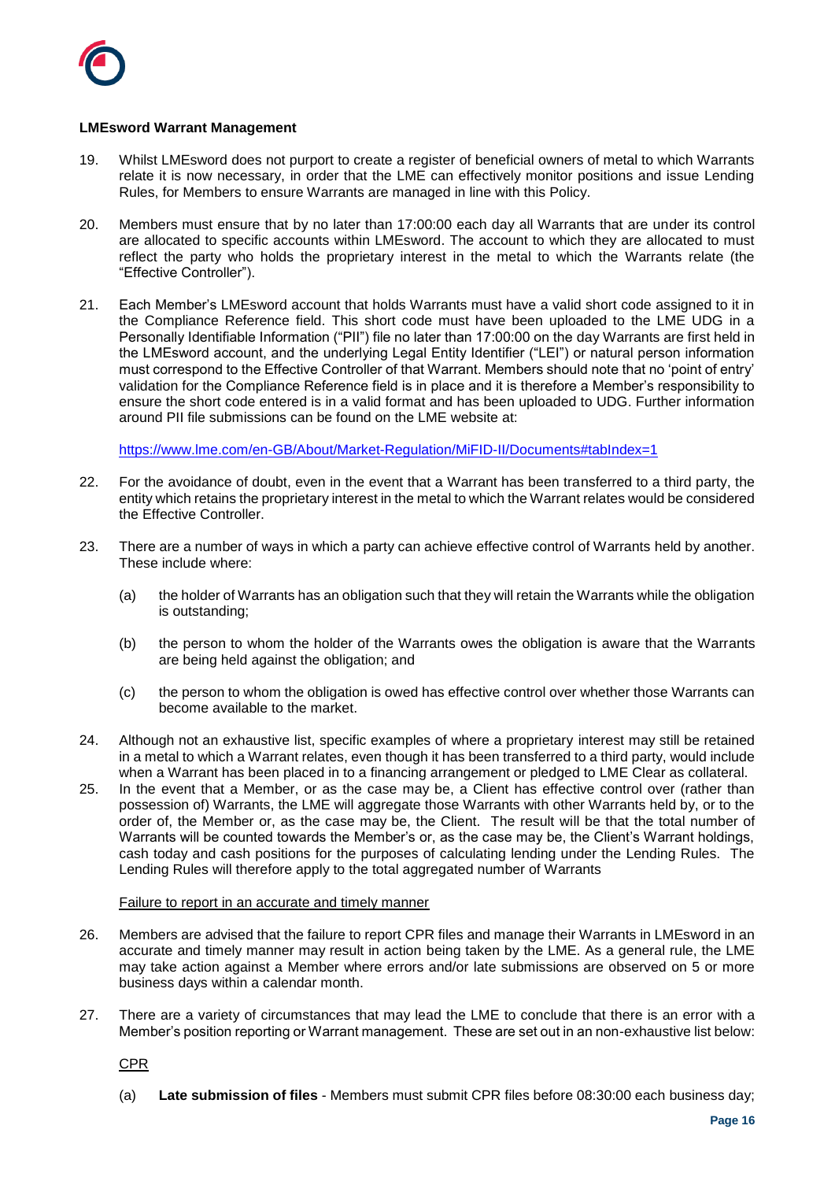**LMEsword Warrant Management**

19. Whilst LMEsword does not purport to create a register of beneficial owners of metal to which Warrants relate it is now necessary, in order that the LME can effectively monitor positions and issue Lending Rules, for Members to ensure Warrants are managed in line with this Policy.

20. Members must ensure that by no later than 17:00:00 each day all Warrants that are under its control are allocated to specific accounts within LMEsword. The account to which they are allocated to must reflect the party who holds the proprietary interest in the metal to which the Warrants relate (the "Effective Controller").

21. Each Member's LMEsword account that holds Warrants must have a valid short code assigned to it in the Compliance Reference field. This short code must have been uploaded to the LME UDG in a Personally Identifiable Information ("PII") file no later than 17:00:00 on the day Warrants are first held in the LMEsword account, and the underlying Legal Entity Identifier ("LEI") or natural person information must correspond to the Effective Controller of that Warrant. Members should note that no 'point of entry' validation for the Compliance Reference field is in place and it is therefore a Member's responsibility to ensure the short code entered is in a valid format and has been uploaded to UDG. Further information around PII file submissions can be found on the LME website at:

    https://www.lme.com/en-GB/About/Market-Regulation/MiFID-II/Documents#tabIndex=1

22. For the avoidance of doubt, even in the event that a Warrant has been transferred to a third party, the entity which retains the proprietary interest in the metal to which the Warrant relates would be considered the Effective Controller.

23. There are a number of ways in which a party can achieve effective control of Warrants held by another. These include where:

    (a) the holder of Warrants has an obligation such that they will retain the Warrants while the obligation is outstanding;

    (b) the person to whom the holder of the Warrants owes the obligation is aware that the Warrants are being held against the obligation; and

    (c) the person to whom the obligation is owed has effective control over whether those Warrants can become available to the market.

24. Although not an exhaustive list, specific examples of where a proprietary interest may still be retained in a metal to which a Warrant relates, even though it has been transferred to a third party, would include when a Warrant has been placed in to a financing arrangement or pledged to LME Clear as collateral.

25. In the event that a Member, or as the case may be, a Client has effective control over (rather than possession of) Warrants, the LME will aggregate those Warrants with other Warrants held by, or to the order of, the Member or, as the case may be, the Client. The result will be that the total number of Warrants will be counted towards the Member's or, as the case may be, the Client's Warrant holdings, cash today and cash positions for the purposes of calculating lending under the Lending Rules. The Lending Rules will therefore apply to the total aggregated number of Warrants

Failure to report in an accurate and timely manner

26. Members are advised that the failure to report CPR files and manage their Warrants in LMEsword in an accurate and timely manner may result in action being taken by the LME. As a general rule, the LME may take action against a Member where errors and/or late submissions are observed on 5 or more business days within a calendar month.

27. There are a variety of circumstances that may lead the LME to conclude that there is an error with a Member's position reporting or Warrant management. These are set out in an non-exhaustive list below:

    CPR

    (a) **Late submission of files** - Members must submit CPR files before 08:30:00 each business day;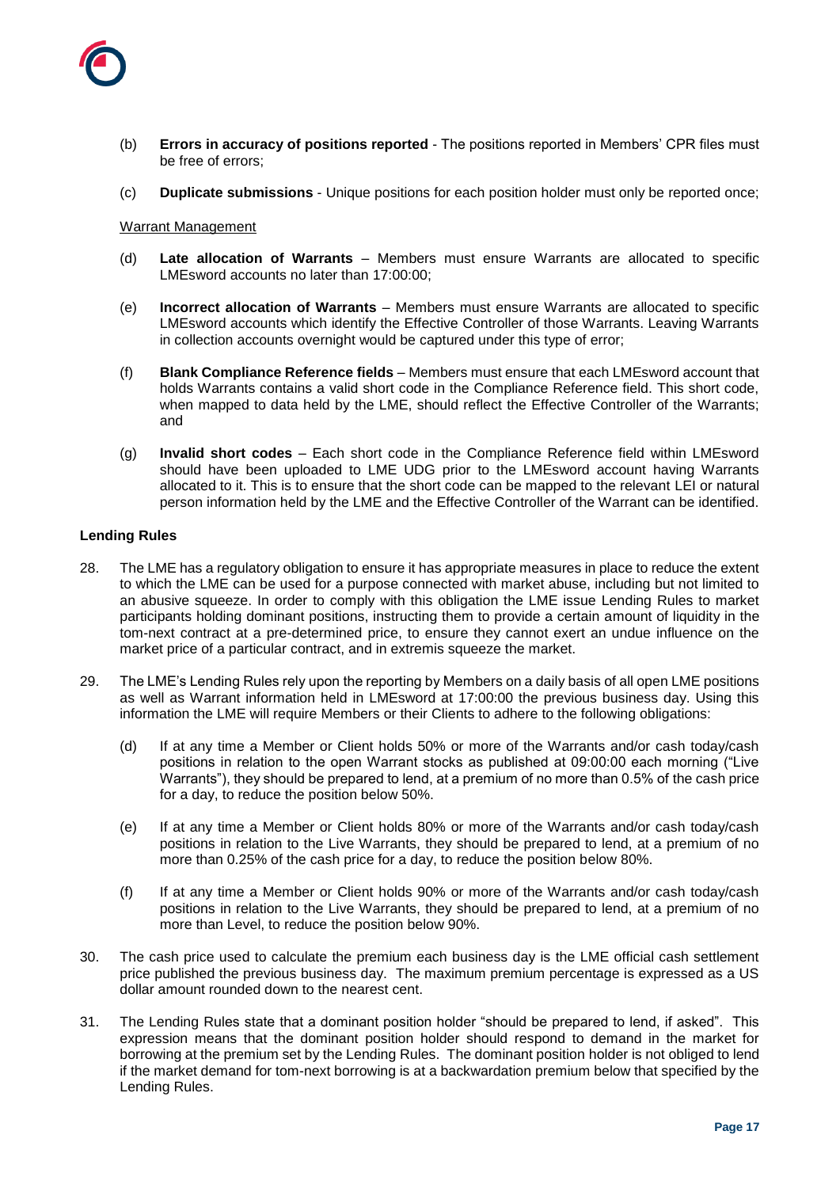(b) **Errors in accuracy of positions reported** - The positions reported in Members' CPR files must be free of errors;

(c) **Duplicate submissions** - Unique positions for each position holder must only be reported once;

Warrant Management

(d) **Late allocation of Warrants** – Members must ensure Warrants are allocated to specific LMEsword accounts no later than 17:00:00;

(e) **Incorrect allocation of Warrants** – Members must ensure Warrants are allocated to specific LMEsword accounts which identify the Effective Controller of those Warrants. Leaving Warrants in collection accounts overnight would be captured under this type of error;

(f) **Blank Compliance Reference fields** – Members must ensure that each LMEsword account that holds Warrants contains a valid short code in the Compliance Reference field. This short code, when mapped to data held by the LME, should reflect the Effective Controller of the Warrants; and

(g) **Invalid short codes** – Each short code in the Compliance Reference field within LMEsword should have been uploaded to LME UDG prior to the LMEsword account having Warrants allocated to it. This is to ensure that the short code can be mapped to the relevant LEI or natural person information held by the LME and the Effective Controller of the Warrant can be identified.

**Lending Rules**

28. The LME has a regulatory obligation to ensure it has appropriate measures in place to reduce the extent to which the LME can be used for a purpose connected with market abuse, including but not limited to an abusive squeeze. In order to comply with this obligation the LME issue Lending Rules to market participants holding dominant positions, instructing them to provide a certain amount of liquidity in the tom-next contract at a pre-determined price, to ensure they cannot exert an undue influence on the market price of a particular contract, and in extremis squeeze the market.

29. The LME's Lending Rules rely upon the reporting by Members on a daily basis of all open LME positions as well as Warrant information held in LMEsword at 17:00:00 the previous business day. Using this information the LME will require Members or their Clients to adhere to the following obligations:

    (d) If at any time a Member or Client holds 50% or more of the Warrants and/or cash today/cash positions in relation to the open Warrant stocks as published at 09:00:00 each morning ("Live Warrants"), they should be prepared to lend, at a premium of no more than 0.5% of the cash price for a day, to reduce the position below 50%.

    (e) If at any time a Member or Client holds 80% or more of the Warrants and/or cash today/cash positions in relation to the Live Warrants, they should be prepared to lend, at a premium of no more than 0.25% of the cash price for a day, to reduce the position below 80%.

    (f) If at any time a Member or Client holds 90% or more of the Warrants and/or cash today/cash positions in relation to the Live Warrants, they should be prepared to lend, at a premium of no more than Level, to reduce the position below 90%.

30. The cash price used to calculate the premium each business day is the LME official cash settlement price published the previous business day. The maximum premium percentage is expressed as a US dollar amount rounded down to the nearest cent.

31. The Lending Rules state that a dominant position holder "should be prepared to lend, if asked". This expression means that the dominant position holder should respond to demand in the market for borrowing at the premium set by the Lending Rules. The dominant position holder is not obliged to lend if the market demand for tom-next borrowing is at a backwardation premium below that specified by the Lending Rules.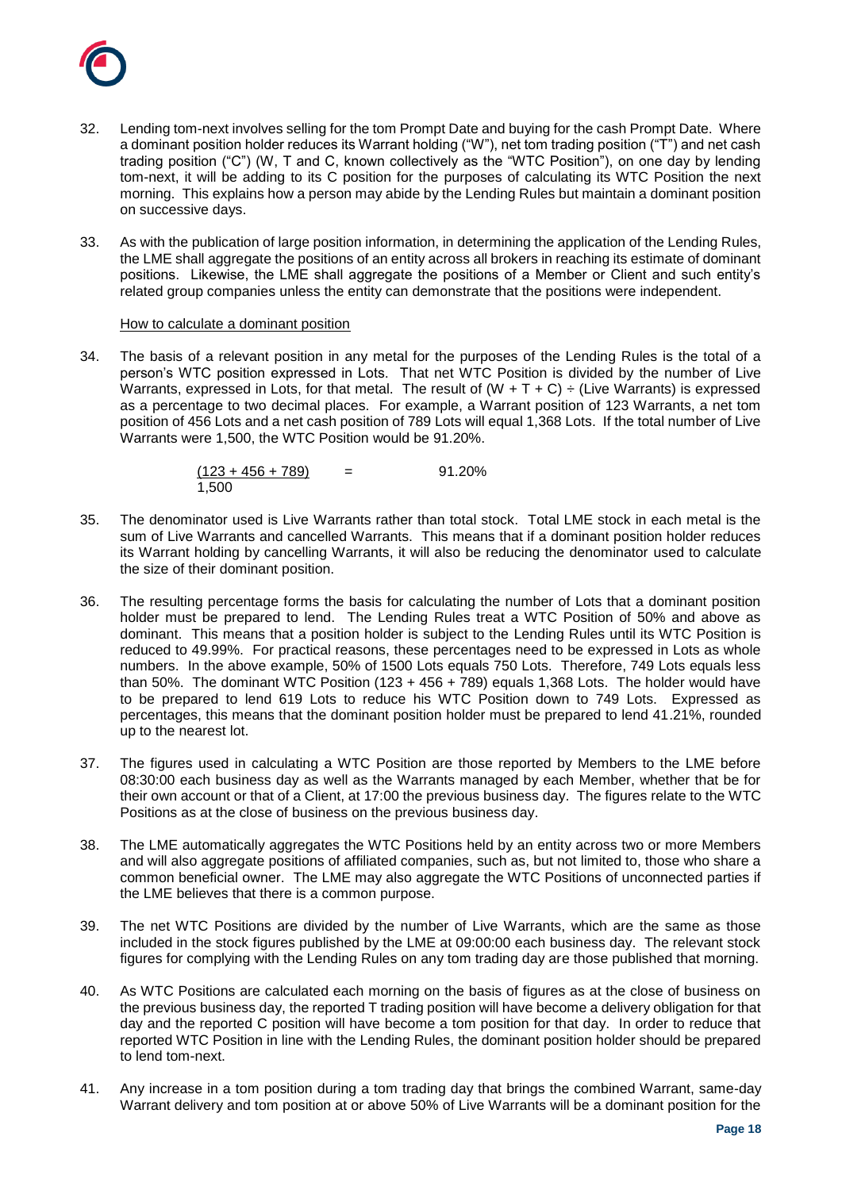32. Lending tom-next involves selling for the tom Prompt Date and buying for the cash Prompt Date. Where a dominant position holder reduces its Warrant holding ("W"), net tom trading position ("T") and net cash trading position ("C") (W, T and C, known collectively as the "WTC Position"), on one day by lending tom-next, it will be adding to its C position for the purposes of calculating its WTC Position the next morning. This explains how a person may abide by the Lending Rules but maintain a dominant position on successive days.

33. As with the publication of large position information, in determining the application of the Lending Rules, the LME shall aggregate the positions of an entity across all brokers in reaching its estimate of dominant positions. Likewise, the LME shall aggregate the positions of a Member or Client and such entity's related group companies unless the entity can demonstrate that the positions were independent.

<u>How to calculate a dominant position</u>

34. The basis of a relevant position in any metal for the purposes of the Lending Rules is the total of a person's WTC position expressed in Lots. That net WTC Position is divided by the number of Live Warrants, expressed in Lots, for that metal. The result of (W + T + C) ÷ (Live Warrants) is expressed as a percentage to two decimal places. For example, a Warrant position of 123 Warrants, a net tom position of 456 Lots and a net cash position of 789 Lots will equal 1,368 Lots. If the total number of Live Warrants were 1,500, the WTC Position would be 91.20%.

$$\frac{(123 + 456 + 789)}{1{,}500} = 91.20\%$$

35. The denominator used is Live Warrants rather than total stock. Total LME stock in each metal is the sum of Live Warrants and cancelled Warrants. This means that if a dominant position holder reduces its Warrant holding by cancelling Warrants, it will also be reducing the denominator used to calculate the size of their dominant position.

36. The resulting percentage forms the basis for calculating the number of Lots that a dominant position holder must be prepared to lend. The Lending Rules treat a WTC Position of 50% and above as dominant. This means that a position holder is subject to the Lending Rules until its WTC Position is reduced to 49.99%. For practical reasons, these percentages need to be expressed in Lots as whole numbers. In the above example, 50% of 1500 Lots equals 750 Lots. Therefore, 749 Lots equals less than 50%. The dominant WTC Position (123 + 456 + 789) equals 1,368 Lots. The holder would have to be prepared to lend 619 Lots to reduce his WTC Position down to 749 Lots. Expressed as percentages, this means that the dominant position holder must be prepared to lend 41.21%, rounded up to the nearest lot.

37. The figures used in calculating a WTC Position are those reported by Members to the LME before 08:30:00 each business day as well as the Warrants managed by each Member, whether that be for their own account or that of a Client, at 17:00 the previous business day. The figures relate to the WTC Positions as at the close of business on the previous business day.

38. The LME automatically aggregates the WTC Positions held by an entity across two or more Members and will also aggregate positions of affiliated companies, such as, but not limited to, those who share a common beneficial owner. The LME may also aggregate the WTC Positions of unconnected parties if the LME believes that there is a common purpose.

39. The net WTC Positions are divided by the number of Live Warrants, which are the same as those included in the stock figures published by the LME at 09:00:00 each business day. The relevant stock figures for complying with the Lending Rules on any tom trading day are those published that morning.

40. As WTC Positions are calculated each morning on the basis of figures as at the close of business on the previous business day, the reported T trading position will have become a delivery obligation for that day and the reported C position will have become a tom position for that day. In order to reduce that reported WTC Position in line with the Lending Rules, the dominant position holder should be prepared to lend tom-next.

41. Any increase in a tom position during a tom trading day that brings the combined Warrant, same-day Warrant delivery and tom position at or above 50% of Live Warrants will be a dominant position for the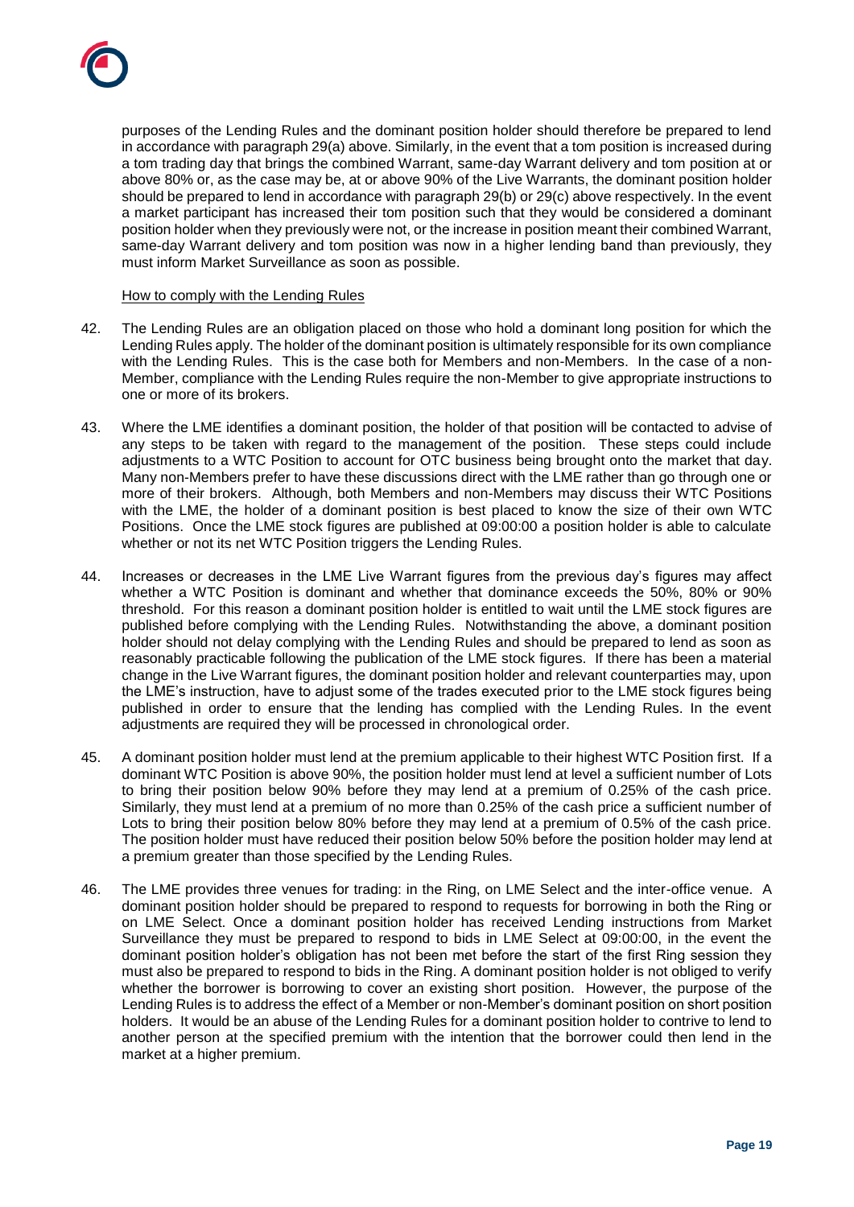purposes of the Lending Rules and the dominant position holder should therefore be prepared to lend in accordance with paragraph 29(a) above. Similarly, in the event that a tom position is increased during a tom trading day that brings the combined Warrant, same-day Warrant delivery and tom position at or above 80% or, as the case may be, at or above 90% of the Live Warrants, the dominant position holder should be prepared to lend in accordance with paragraph 29(b) or 29(c) above respectively. In the event a market participant has increased their tom position such that they would be considered a dominant position holder when they previously were not, or the increase in position meant their combined Warrant, same-day Warrant delivery and tom position was now in a higher lending band than previously, they must inform Market Surveillance as soon as possible.

How to comply with the Lending Rules

42. The Lending Rules are an obligation placed on those who hold a dominant long position for which the Lending Rules apply. The holder of the dominant position is ultimately responsible for its own compliance with the Lending Rules. This is the case both for Members and non-Members. In the case of a non-Member, compliance with the Lending Rules require the non-Member to give appropriate instructions to one or more of its brokers.

43. Where the LME identifies a dominant position, the holder of that position will be contacted to advise of any steps to be taken with regard to the management of the position. These steps could include adjustments to a WTC Position to account for OTC business being brought onto the market that day. Many non-Members prefer to have these discussions direct with the LME rather than go through one or more of their brokers. Although, both Members and non-Members may discuss their WTC Positions with the LME, the holder of a dominant position is best placed to know the size of their own WTC Positions. Once the LME stock figures are published at 09:00:00 a position holder is able to calculate whether or not its net WTC Position triggers the Lending Rules.

44. Increases or decreases in the LME Live Warrant figures from the previous day's figures may affect whether a WTC Position is dominant and whether that dominance exceeds the 50%, 80% or 90% threshold. For this reason a dominant position holder is entitled to wait until the LME stock figures are published before complying with the Lending Rules. Notwithstanding the above, a dominant position holder should not delay complying with the Lending Rules and should be prepared to lend as soon as reasonably practicable following the publication of the LME stock figures. If there has been a material change in the Live Warrant figures, the dominant position holder and relevant counterparties may, upon the LME's instruction, have to adjust some of the trades executed prior to the LME stock figures being published in order to ensure that the lending has complied with the Lending Rules. In the event adjustments are required they will be processed in chronological order.

45. A dominant position holder must lend at the premium applicable to their highest WTC Position first. If a dominant WTC Position is above 90%, the position holder must lend at level a sufficient number of Lots to bring their position below 90% before they may lend at a premium of 0.25% of the cash price. Similarly, they must lend at a premium of no more than 0.25% of the cash price a sufficient number of Lots to bring their position below 80% before they may lend at a premium of 0.5% of the cash price. The position holder must have reduced their position below 50% before the position holder may lend at a premium greater than those specified by the Lending Rules.

46. The LME provides three venues for trading: in the Ring, on LME Select and the inter-office venue. A dominant position holder should be prepared to respond to requests for borrowing in both the Ring or on LME Select. Once a dominant position holder has received Lending instructions from Market Surveillance they must be prepared to respond to bids in LME Select at 09:00:00, in the event the dominant position holder's obligation has not been met before the start of the first Ring session they must also be prepared to respond to bids in the Ring. A dominant position holder is not obliged to verify whether the borrower is borrowing to cover an existing short position. However, the purpose of the Lending Rules is to address the effect of a Member or non-Member's dominant position on short position holders. It would be an abuse of the Lending Rules for a dominant position holder to contrive to lend to another person at the specified premium with the intention that the borrower could then lend in the market at a higher premium.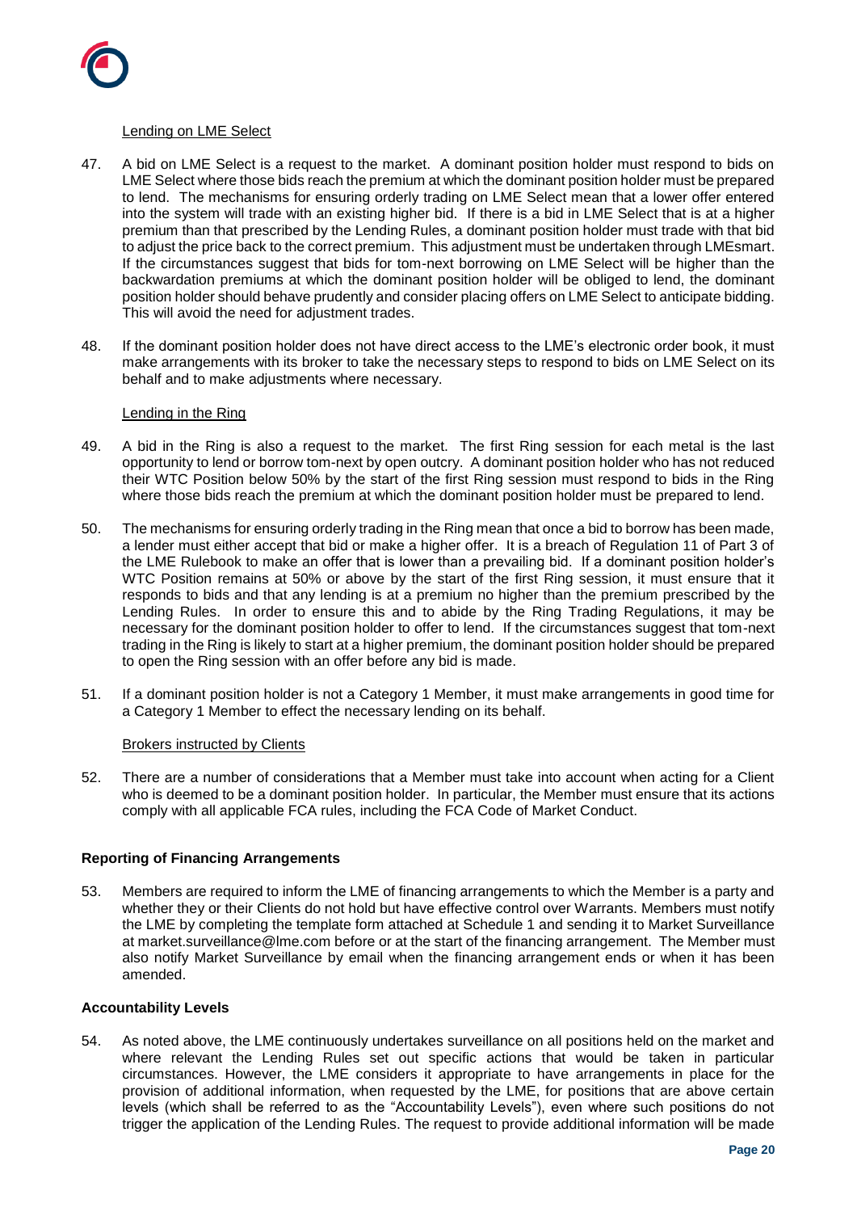Lending on LME Select

47. A bid on LME Select is a request to the market. A dominant position holder must respond to bids on LME Select where those bids reach the premium at which the dominant position holder must be prepared to lend. The mechanisms for ensuring orderly trading on LME Select mean that a lower offer entered into the system will trade with an existing higher bid. If there is a bid in LME Select that is at a higher premium than that prescribed by the Lending Rules, a dominant position holder must trade with that bid to adjust the price back to the correct premium. This adjustment must be undertaken through LMEsmart. If the circumstances suggest that bids for tom-next borrowing on LME Select will be higher than the backwardation premiums at which the dominant position holder will be obliged to lend, the dominant position holder should behave prudently and consider placing offers on LME Select to anticipate bidding. This will avoid the need for adjustment trades.

48. If the dominant position holder does not have direct access to the LME's electronic order book, it must make arrangements with its broker to take the necessary steps to respond to bids on LME Select on its behalf and to make adjustments where necessary.

Lending in the Ring

49. A bid in the Ring is also a request to the market. The first Ring session for each metal is the last opportunity to lend or borrow tom-next by open outcry. A dominant position holder who has not reduced their WTC Position below 50% by the start of the first Ring session must respond to bids in the Ring where those bids reach the premium at which the dominant position holder must be prepared to lend.

50. The mechanisms for ensuring orderly trading in the Ring mean that once a bid to borrow has been made, a lender must either accept that bid or make a higher offer. It is a breach of Regulation 11 of Part 3 of the LME Rulebook to make an offer that is lower than a prevailing bid. If a dominant position holder's WTC Position remains at 50% or above by the start of the first Ring session, it must ensure that it responds to bids and that any lending is at a premium no higher than the premium prescribed by the Lending Rules. In order to ensure this and to abide by the Ring Trading Regulations, it may be necessary for the dominant position holder to offer to lend. If the circumstances suggest that tom-next trading in the Ring is likely to start at a higher premium, the dominant position holder should be prepared to open the Ring session with an offer before any bid is made.

51. If a dominant position holder is not a Category 1 Member, it must make arrangements in good time for a Category 1 Member to effect the necessary lending on its behalf.

Brokers instructed by Clients

52. There are a number of considerations that a Member must take into account when acting for a Client who is deemed to be a dominant position holder. In particular, the Member must ensure that its actions comply with all applicable FCA rules, including the FCA Code of Market Conduct.

**Reporting of Financing Arrangements**

53. Members are required to inform the LME of financing arrangements to which the Member is a party and whether they or their Clients do not hold but have effective control over Warrants. Members must notify the LME by completing the template form attached at Schedule 1 and sending it to Market Surveillance at market.surveillance@lme.com before or at the start of the financing arrangement. The Member must also notify Market Surveillance by email when the financing arrangement ends or when it has been amended.

**Accountability Levels**

54. As noted above, the LME continuously undertakes surveillance on all positions held on the market and where relevant the Lending Rules set out specific actions that would be taken in particular circumstances. However, the LME considers it appropriate to have arrangements in place for the provision of additional information, when requested by the LME, for positions that are above certain levels (which shall be referred to as the "Accountability Levels"), even where such positions do not trigger the application of the Lending Rules. The request to provide additional information will be made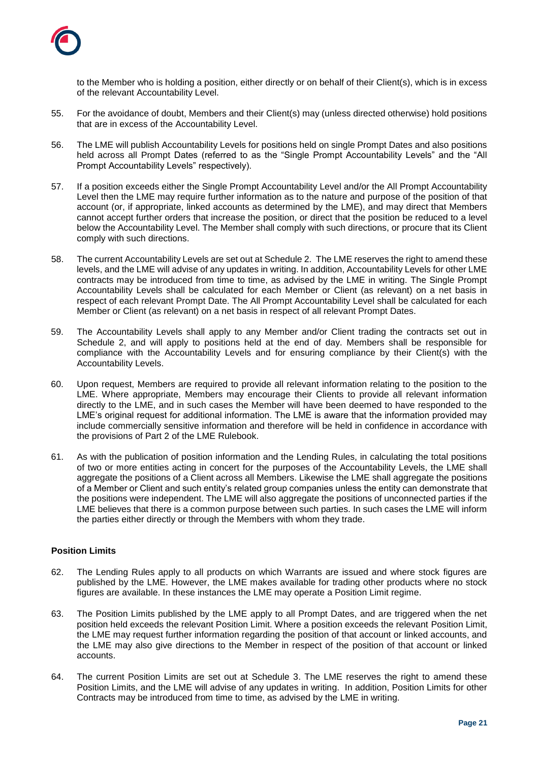to the Member who is holding a position, either directly or on behalf of their Client(s), which is in excess of the relevant Accountability Level.

55. For the avoidance of doubt, Members and their Client(s) may (unless directed otherwise) hold positions that are in excess of the Accountability Level.

56. The LME will publish Accountability Levels for positions held on single Prompt Dates and also positions held across all Prompt Dates (referred to as the "Single Prompt Accountability Levels" and the "All Prompt Accountability Levels" respectively).

57. If a position exceeds either the Single Prompt Accountability Level and/or the All Prompt Accountability Level then the LME may require further information as to the nature and purpose of the position of that account (or, if appropriate, linked accounts as determined by the LME), and may direct that Members cannot accept further orders that increase the position, or direct that the position be reduced to a level below the Accountability Level. The Member shall comply with such directions, or procure that its Client comply with such directions.

58. The current Accountability Levels are set out at Schedule 2. The LME reserves the right to amend these levels, and the LME will advise of any updates in writing. In addition, Accountability Levels for other LME contracts may be introduced from time to time, as advised by the LME in writing. The Single Prompt Accountability Levels shall be calculated for each Member or Client (as relevant) on a net basis in respect of each relevant Prompt Date. The All Prompt Accountability Level shall be calculated for each Member or Client (as relevant) on a net basis in respect of all relevant Prompt Dates.

59. The Accountability Levels shall apply to any Member and/or Client trading the contracts set out in Schedule 2, and will apply to positions held at the end of day. Members shall be responsible for compliance with the Accountability Levels and for ensuring compliance by their Client(s) with the Accountability Levels.

60. Upon request, Members are required to provide all relevant information relating to the position to the LME. Where appropriate, Members may encourage their Clients to provide all relevant information directly to the LME, and in such cases the Member will have been deemed to have responded to the LME's original request for additional information. The LME is aware that the information provided may include commercially sensitive information and therefore will be held in confidence in accordance with the provisions of Part 2 of the LME Rulebook.

61. As with the publication of position information and the Lending Rules, in calculating the total positions of two or more entities acting in concert for the purposes of the Accountability Levels, the LME shall aggregate the positions of a Client across all Members. Likewise the LME shall aggregate the positions of a Member or Client and such entity's related group companies unless the entity can demonstrate that the positions were independent. The LME will also aggregate the positions of unconnected parties if the LME believes that there is a common purpose between such parties. In such cases the LME will inform the parties either directly or through the Members with whom they trade.

**Position Limits**

62. The Lending Rules apply to all products on which Warrants are issued and where stock figures are published by the LME. However, the LME makes available for trading other products where no stock figures are available. In these instances the LME may operate a Position Limit regime.

63. The Position Limits published by the LME apply to all Prompt Dates, and are triggered when the net position held exceeds the relevant Position Limit. Where a position exceeds the relevant Position Limit, the LME may request further information regarding the position of that account or linked accounts, and the LME may also give directions to the Member in respect of the position of that account or linked accounts.

64. The current Position Limits are set out at Schedule 3. The LME reserves the right to amend these Position Limits, and the LME will advise of any updates in writing. In addition, Position Limits for other Contracts may be introduced from time to time, as advised by the LME in writing.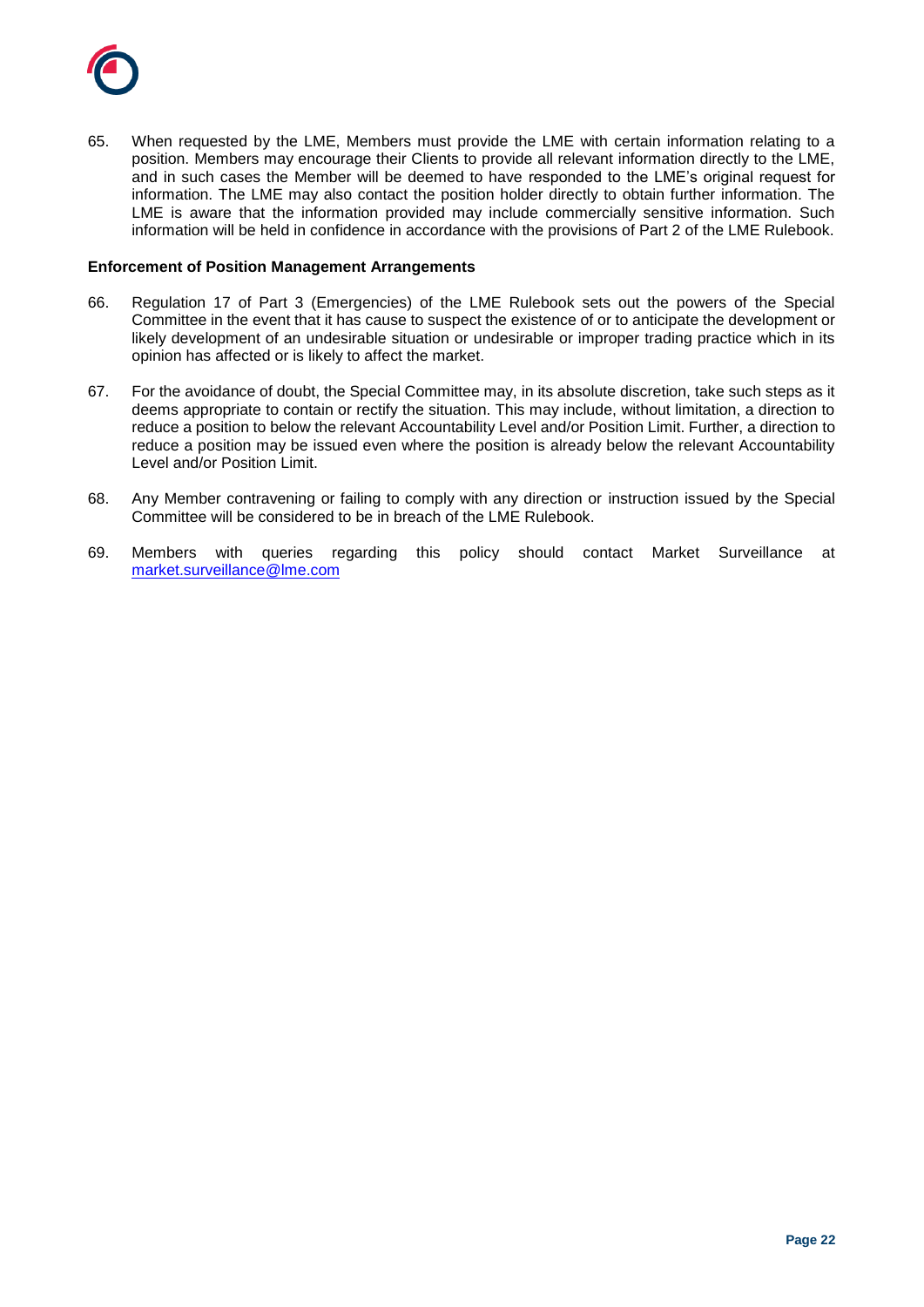65. When requested by the LME, Members must provide the LME with certain information relating to a position. Members may encourage their Clients to provide all relevant information directly to the LME, and in such cases the Member will be deemed to have responded to the LME's original request for information. The LME may also contact the position holder directly to obtain further information. The LME is aware that the information provided may include commercially sensitive information. Such information will be held in confidence in accordance with the provisions of Part 2 of the LME Rulebook.

**Enforcement of Position Management Arrangements**

66. Regulation 17 of Part 3 (Emergencies) of the LME Rulebook sets out the powers of the Special Committee in the event that it has cause to suspect the existence of or to anticipate the development or likely development of an undesirable situation or undesirable or improper trading practice which in its opinion has affected or is likely to affect the market.

67. For the avoidance of doubt, the Special Committee may, in its absolute discretion, take such steps as it deems appropriate to contain or rectify the situation. This may include, without limitation, a direction to reduce a position to below the relevant Accountability Level and/or Position Limit. Further, a direction to reduce a position may be issued even where the position is already below the relevant Accountability Level and/or Position Limit.

68. Any Member contravening or failing to comply with any direction or instruction issued by the Special Committee will be considered to be in breach of the LME Rulebook.

69. Members with queries regarding this policy should contact Market Surveillance at market.surveillance@lme.com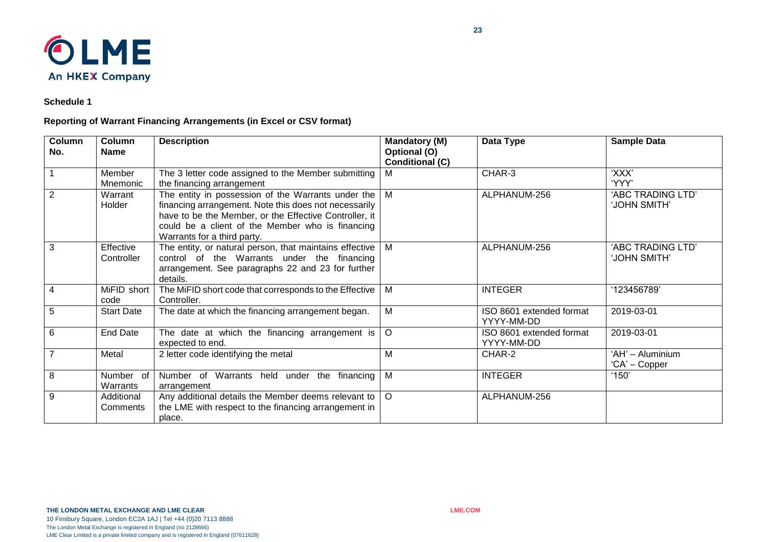**Schedule 1**

**Reporting of Warrant Financing Arrangements (in Excel or CSV format)**

| Column No. | Column Name | Description | Mandatory (M) Optional (O) Conditional (C) | Data Type | Sample Data |
|---|---|---|---|---|---|
| 1 | Member Mnemonic | The 3 letter code assigned to the Member submitting the financing arrangement | M | CHAR-3 | 'XXX' 'YYY' |
| 2 | Warrant Holder | The entity in possession of the Warrants under the financing arrangement. Note this does not necessarily have to be the Member, or the Effective Controller, it could be a client of the Member who is financing Warrants for a third party. | M | ALPHANUM-256 | 'ABC TRADING LTD' 'JOHN SMITH' |
| 3 | Effective Controller | The entity, or natural person, that maintains effective control of the Warrants under the financing arrangement. See paragraphs 22 and 23 for further details. | M | ALPHANUM-256 | 'ABC TRADING LTD' 'JOHN SMITH' |
| 4 | MiFID short code | The MiFID short code that corresponds to the Effective Controller. | M | INTEGER | '123456789' |
| 5 | Start Date | The date at which the financing arrangement began. | M | ISO 8601 extended format YYYY-MM-DD | 2019-03-01 |
| 6 | End Date | The date at which the financing arrangement is expected to end. | O | ISO 8601 extended format YYYY-MM-DD | 2019-03-01 |
| 7 | Metal | 2 letter code identifying the metal | M | CHAR-2 | 'AH' – Aluminium 'CA' – Copper |
| 8 | Number of Warrants | Number of Warrants held under the financing arrangement | M | INTEGER | '150' |
| 9 | Additional Comments | Any additional details the Member deems relevant to the LME with respect to the financing arrangement in place. | O | ALPHANUM-256 | |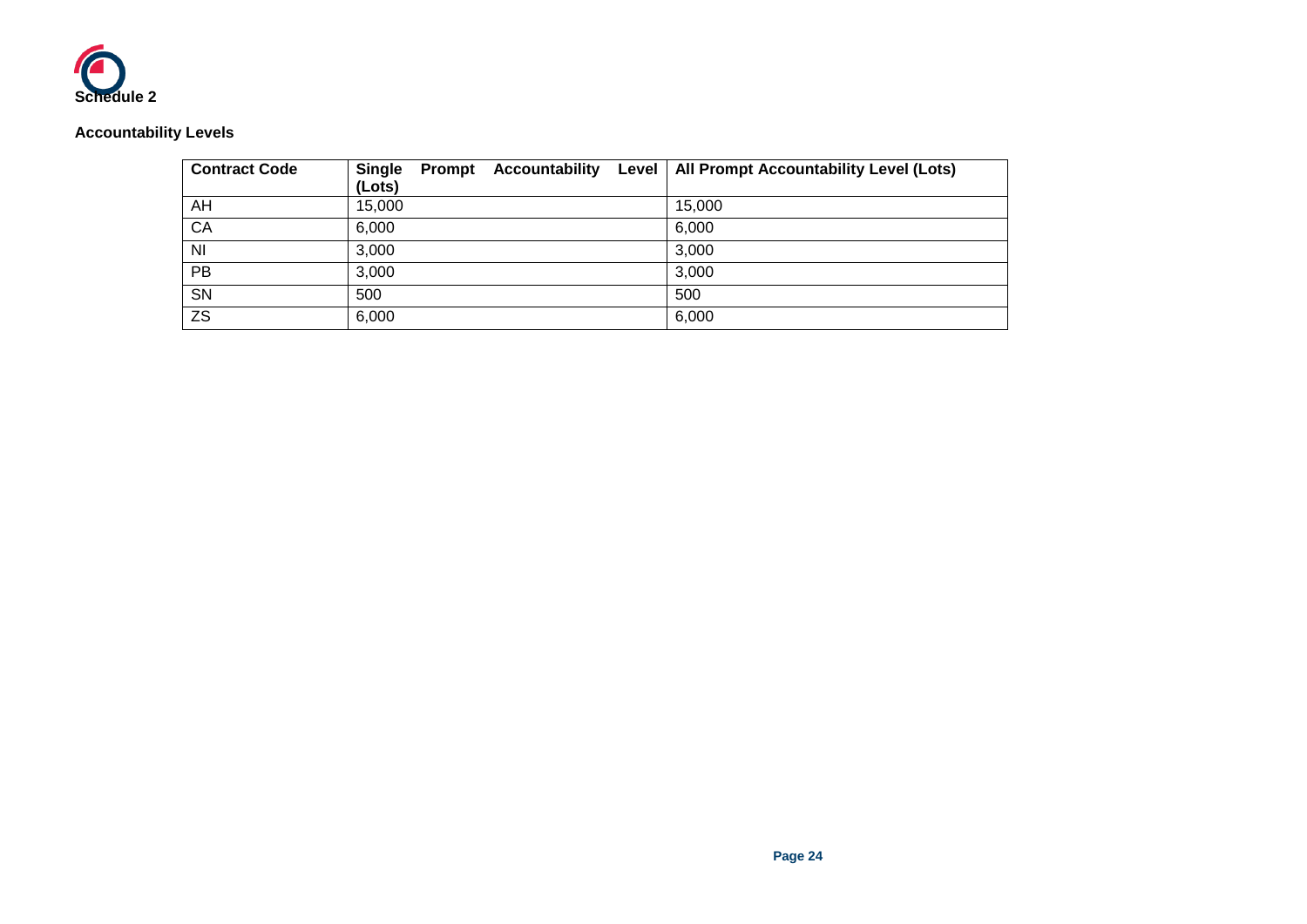**Schedule 2**

**Accountability Levels**

| Contract Code | Single Prompt Accountability Level (Lots) | All Prompt Accountability Level (Lots) |
|---|---|---|
| AH | 15,000 | 15,000 |
| CA | 6,000 | 6,000 |
| NI | 3,000 | 3,000 |
| PB | 3,000 | 3,000 |
| SN | 500 | 500 |
| ZS | 6,000 | 6,000 |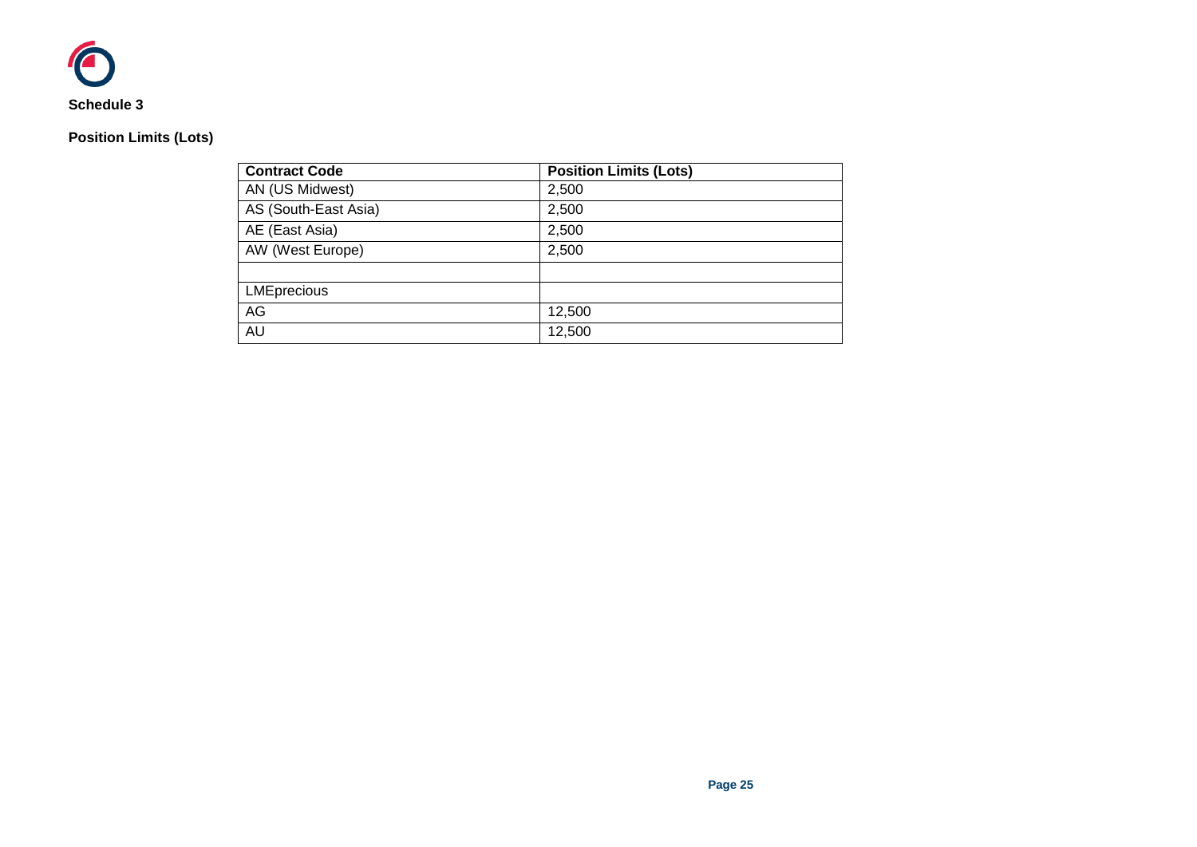**Schedule 3**

**Position Limits (Lots)**

| Contract Code | Position Limits (Lots) |
|---|---|
| AN (US Midwest) | 2,500 |
| AS (South-East Asia) | 2,500 |
| AE (East Asia) | 2,500 |
| AW (West Europe) | 2,500 |
| | |
| LMEprecious | |
| AG | 12,500 |
| AU | 12,500 |